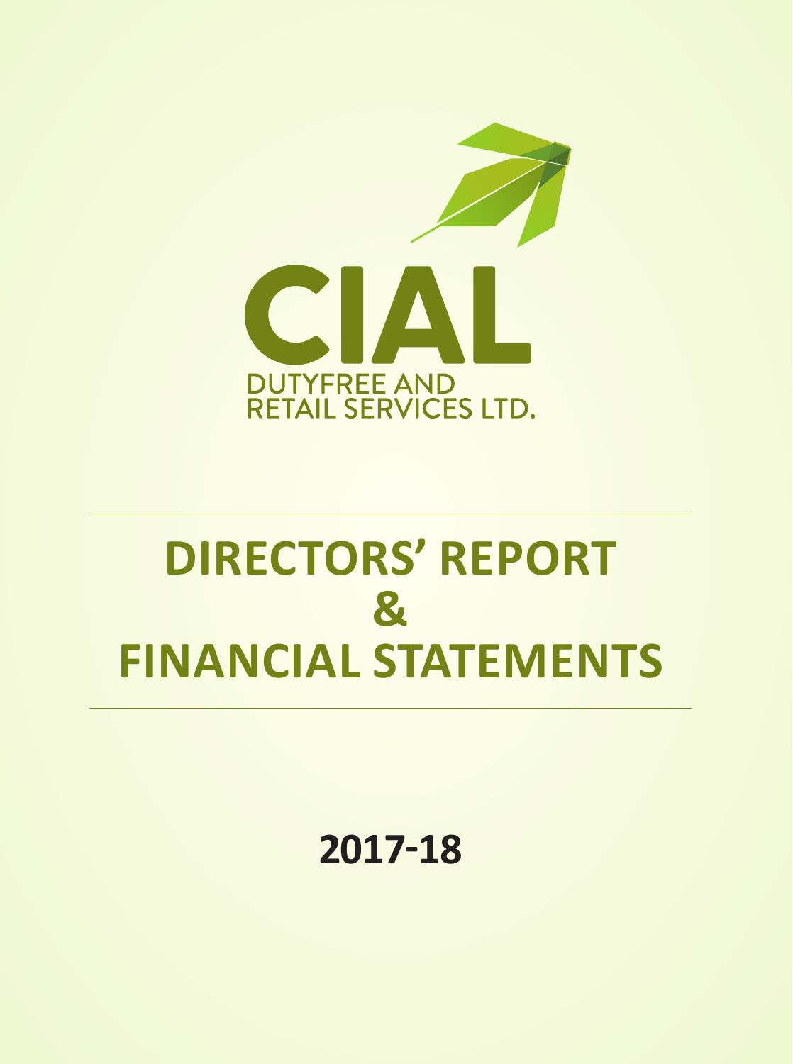CIAL

DUTYFREE AND RETAIL SERVICES LTD.

# DIRECTORS' REPORT & FINANCIAL STATEMENTS

## 2017-18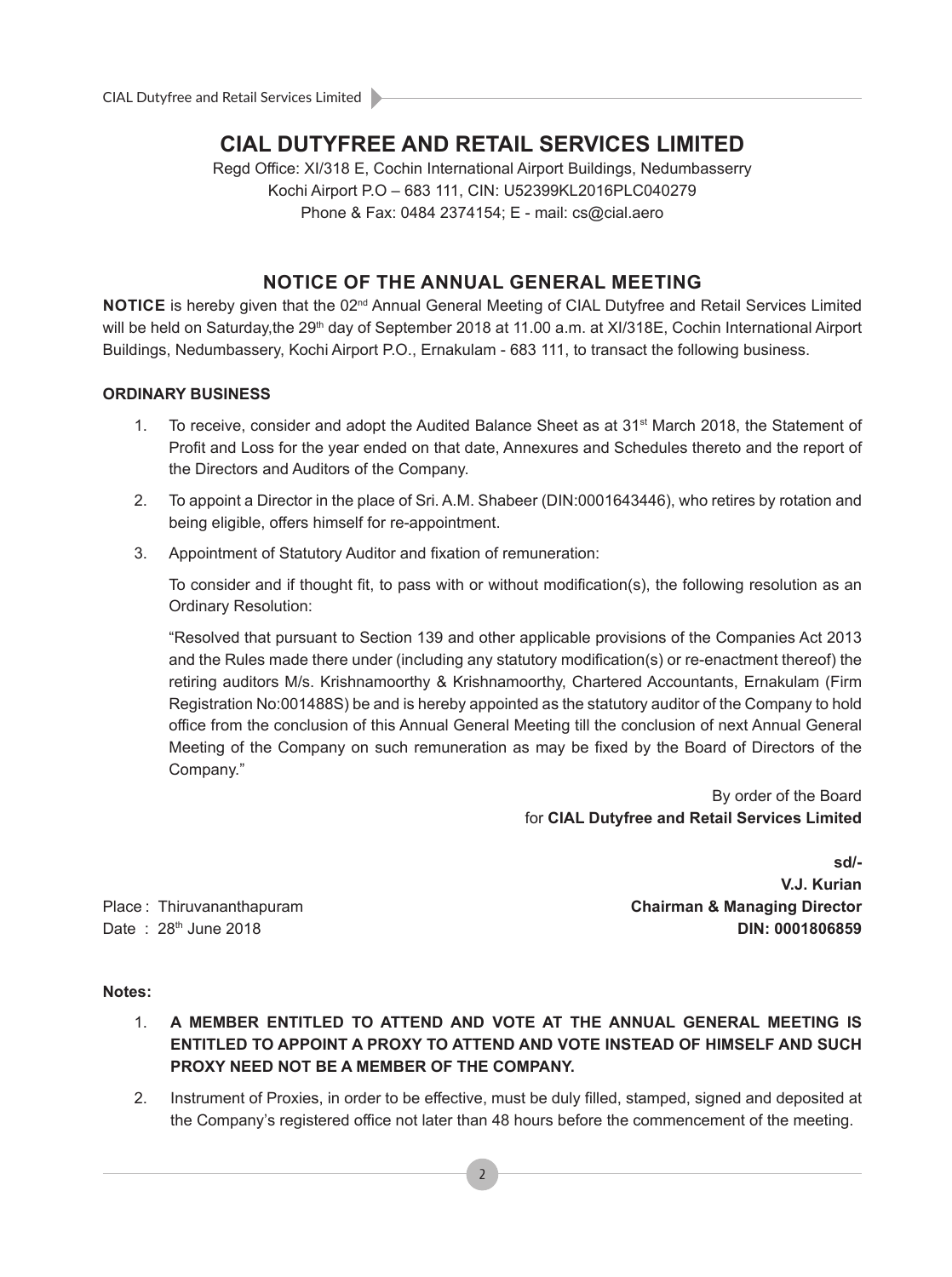# CIAL DUTYFREE AND RETAIL SERVICES LIMITED

Regd Office: XI/318 E, Cochin International Airport Buildings, Nedumbasserry
Kochi Airport P.O – 683 111, CIN: U52399KL2016PLC040279
Phone & Fax: 0484 2374154; E - mail: cs@cial.aero

## NOTICE OF THE ANNUAL GENERAL MEETING

**NOTICE** is hereby given that the 02nd Annual General Meeting of CIAL Dutyfree and Retail Services Limited will be held on Saturday,the 29th day of September 2018 at 11.00 a.m. at XI/318E, Cochin International Airport Buildings, Nedumbassery, Kochi Airport P.O., Ernakulam - 683 111, to transact the following business.

**ORDINARY BUSINESS**

1. To receive, consider and adopt the Audited Balance Sheet as at 31st March 2018, the Statement of Profit and Loss for the year ended on that date, Annexures and Schedules thereto and the report of the Directors and Auditors of the Company.
2. To appoint a Director in the place of Sri. A.M. Shabeer (DIN:0001643446), who retires by rotation and being eligible, offers himself for re-appointment.
3. Appointment of Statutory Auditor and fixation of remuneration:

   To consider and if thought fit, to pass with or without modification(s), the following resolution as an Ordinary Resolution:

   "Resolved that pursuant to Section 139 and other applicable provisions of the Companies Act 2013 and the Rules made there under (including any statutory modification(s) or re-enactment thereof) the retiring auditors M/s. Krishnamoorthy & Krishnamoorthy, Chartered Accountants, Ernakulam (Firm Registration No:001488S) be and is hereby appointed as the statutory auditor of the Company to hold office from the conclusion of this Annual General Meeting till the conclusion of next Annual General Meeting of the Company on such remuneration as may be fixed by the Board of Directors of the Company."

By order of the Board
for **CIAL Dutyfree and Retail Services Limited**

**sd/-**
**V.J. Kurian**
**Chairman & Managing Director**
**DIN: 0001806859**

Place : Thiruvananthapuram
Date : 28th June 2018

**Notes:**

1. **A MEMBER ENTITLED TO ATTEND AND VOTE AT THE ANNUAL GENERAL MEETING IS ENTITLED TO APPOINT A PROXY TO ATTEND AND VOTE INSTEAD OF HIMSELF AND SUCH PROXY NEED NOT BE A MEMBER OF THE COMPANY.**
2. Instrument of Proxies, in order to be effective, must be duly filled, stamped, signed and deposited at the Company's registered office not later than 48 hours before the commencement of the meeting.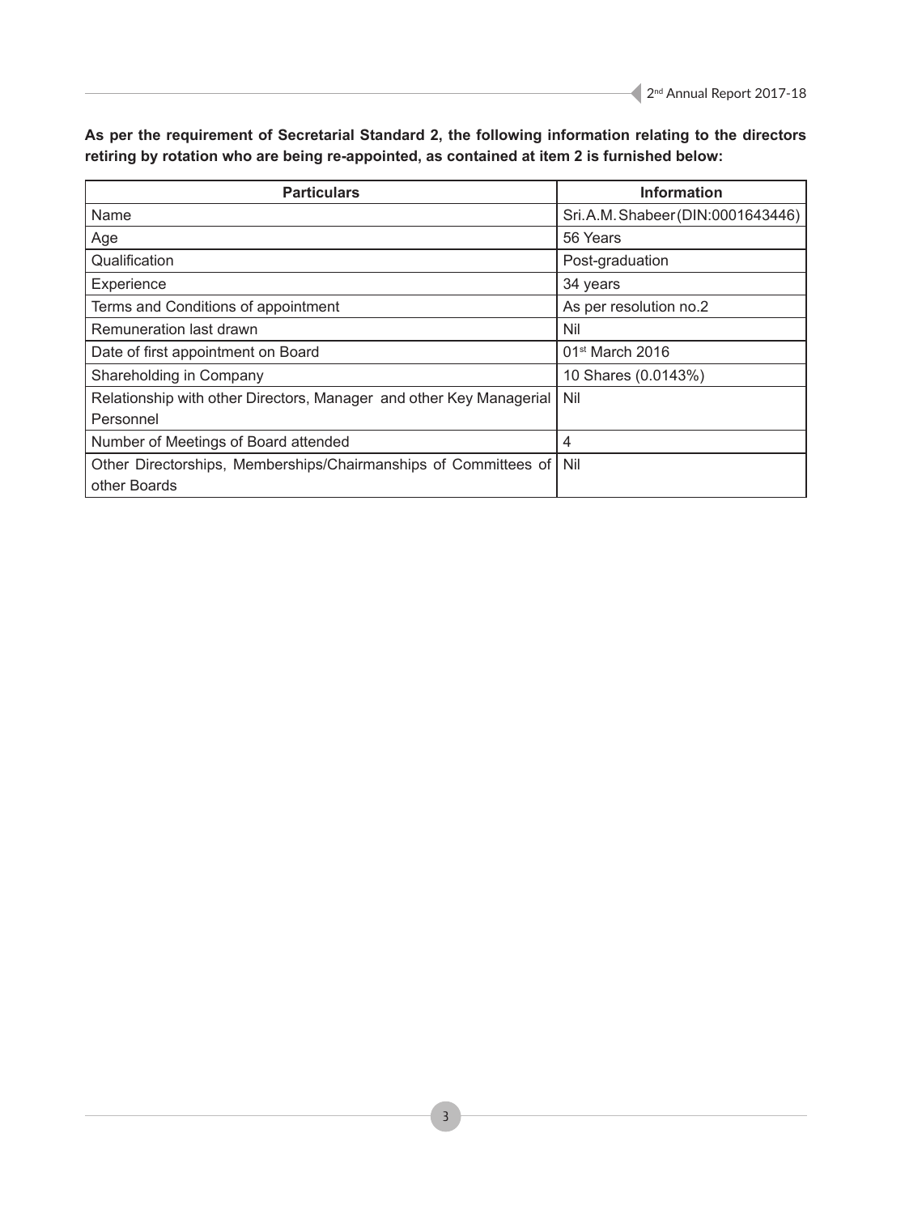**As per the requirement of Secretarial Standard 2, the following information relating to the directors retiring by rotation who are being re-appointed, as contained at item 2 is furnished below:**

| Particulars | Information |
| --- | --- |
| Name | Sri.A.M.Shabeer(DIN:0001643446) |
| Age | 56 Years |
| Qualification | Post-graduation |
| Experience | 34 years |
| Terms and Conditions of appointment | As per resolution no.2 |
| Remuneration last drawn | Nil |
| Date of first appointment on Board | 01st March 2016 |
| Shareholding in Company | 10 Shares (0.0143%) |
| Relationship with other Directors, Manager and other Key Managerial Personnel | Nil |
| Number of Meetings of Board attended | 4 |
| Other Directorships, Memberships/Chairmanships of Committees of other Boards | Nil |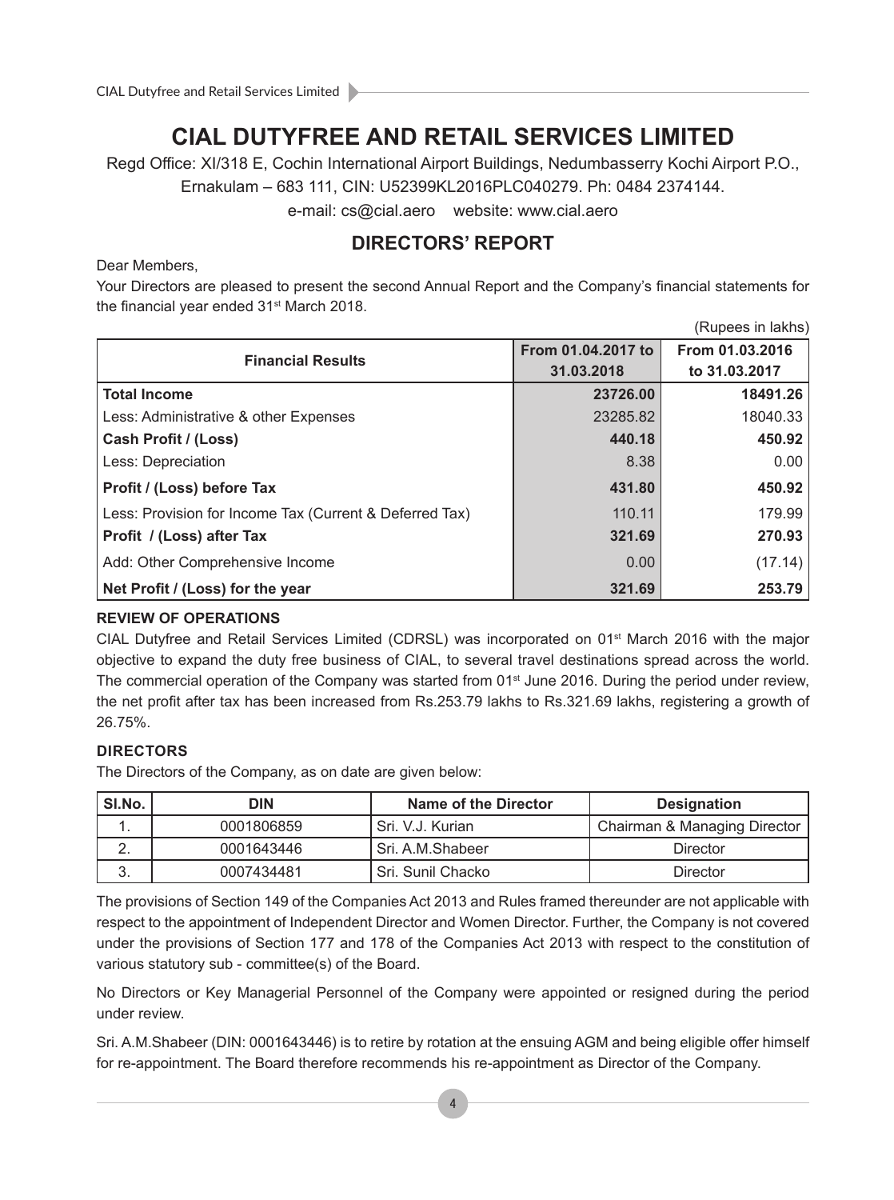# CIAL DUTYFREE AND RETAIL SERVICES LIMITED

Regd Office: XI/318 E, Cochin International Airport Buildings, Nedumbasserry Kochi Airport P.O., Ernakulam – 683 111, CIN: U52399KL2016PLC040279. Ph: 0484 2374144.

e-mail: cs@cial.aero website: www.cial.aero

## DIRECTORS' REPORT

Dear Members,

Your Directors are pleased to present the second Annual Report and the Company's financial statements for the financial year ended 31st March 2018.

(Rupees in lakhs)

| Financial Results | From 01.04.2017 to 31.03.2018 | From 01.03.2016 to 31.03.2017 |
|---|---|---|
| **Total Income** | **23726.00** | **18491.26** |
| Less: Administrative & other Expenses | 23285.82 | 18040.33 |
| **Cash Profit / (Loss)** | **440.18** | **450.92** |
| Less: Depreciation | 8.38 | 0.00 |
| **Profit / (Loss) before Tax** | **431.80** | **450.92** |
| Less: Provision for Income Tax (Current & Deferred Tax) | 110.11 | 179.99 |
| **Profit / (Loss) after Tax** | **321.69** | **270.93** |
| Add: Other Comprehensive Income | 0.00 | (17.14) |
| **Net Profit / (Loss) for the year** | **321.69** | **253.79** |

### REVIEW OF OPERATIONS

CIAL Dutyfree and Retail Services Limited (CDRSL) was incorporated on 01st March 2016 with the major objective to expand the duty free business of CIAL, to several travel destinations spread across the world. The commercial operation of the Company was started from 01st June 2016. During the period under review, the net profit after tax has been increased from Rs.253.79 lakhs to Rs.321.69 lakhs, registering a growth of 26.75%.

### DIRECTORS

The Directors of the Company, as on date are given below:

| Sl.No. | DIN | Name of the Director | Designation |
|---|---|---|---|
| 1. | 0001806859 | Sri. V.J. Kurian | Chairman & Managing Director |
| 2. | 0001643446 | Sri. A.M.Shabeer | Director |
| 3. | 0007434481 | Sri. Sunil Chacko | Director |

The provisions of Section 149 of the Companies Act 2013 and Rules framed thereunder are not applicable with respect to the appointment of Independent Director and Women Director. Further, the Company is not covered under the provisions of Section 177 and 178 of the Companies Act 2013 with respect to the constitution of various statutory sub - committee(s) of the Board.

No Directors or Key Managerial Personnel of the Company were appointed or resigned during the period under review.

Sri. A.M.Shabeer (DIN: 0001643446) is to retire by rotation at the ensuing AGM and being eligible offer himself for re-appointment. The Board therefore recommends his re-appointment as Director of the Company.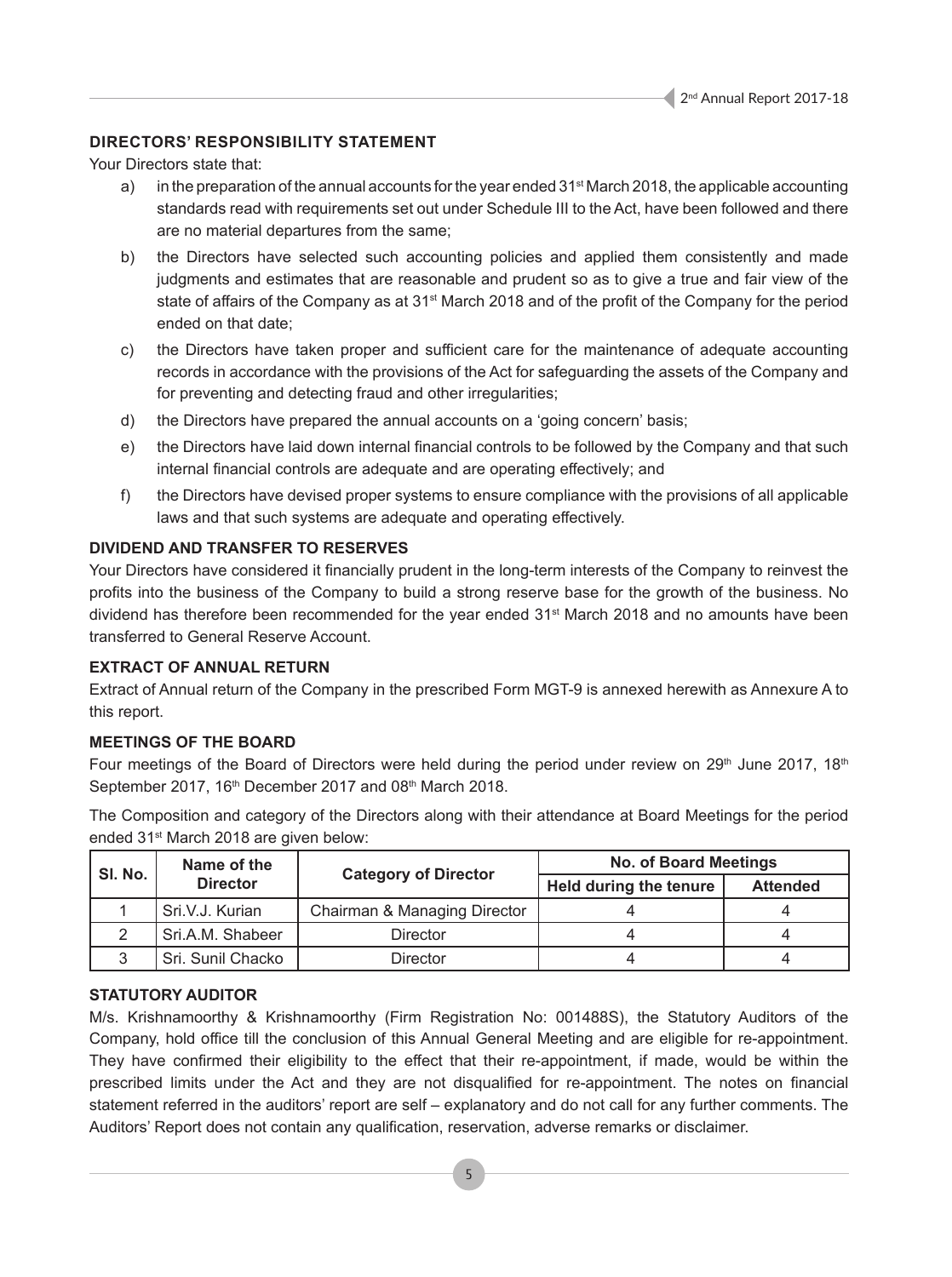## DIRECTORS' RESPONSIBILITY STATEMENT

Your Directors state that:

a) in the preparation of the annual accounts for the year ended 31st March 2018, the applicable accounting standards read with requirements set out under Schedule III to the Act, have been followed and there are no material departures from the same;

b) the Directors have selected such accounting policies and applied them consistently and made judgments and estimates that are reasonable and prudent so as to give a true and fair view of the state of affairs of the Company as at 31st March 2018 and of the profit of the Company for the period ended on that date;

c) the Directors have taken proper and sufficient care for the maintenance of adequate accounting records in accordance with the provisions of the Act for safeguarding the assets of the Company and for preventing and detecting fraud and other irregularities;

d) the Directors have prepared the annual accounts on a 'going concern' basis;

e) the Directors have laid down internal financial controls to be followed by the Company and that such internal financial controls are adequate and are operating effectively; and

f) the Directors have devised proper systems to ensure compliance with the provisions of all applicable laws and that such systems are adequate and operating effectively.

## DIVIDEND AND TRANSFER TO RESERVES

Your Directors have considered it financially prudent in the long-term interests of the Company to reinvest the profits into the business of the Company to build a strong reserve base for the growth of the business. No dividend has therefore been recommended for the year ended 31st March 2018 and no amounts have been transferred to General Reserve Account.

## EXTRACT OF ANNUAL RETURN

Extract of Annual return of the Company in the prescribed Form MGT-9 is annexed herewith as Annexure A to this report.

## MEETINGS OF THE BOARD

Four meetings of the Board of Directors were held during the period under review on 29th June 2017, 18th September 2017, 16th December 2017 and 08th March 2018.

The Composition and category of the Directors along with their attendance at Board Meetings for the period ended 31st March 2018 are given below:

| Sl. No. | Name of the Director | Category of Director | No. of Board Meetings | |
|---|---|---|---|---|
| | | | Held during the tenure | Attended |
| 1 | Sri.V.J. Kurian | Chairman & Managing Director | 4 | 4 |
| 2 | Sri.A.M. Shabeer | Director | 4 | 4 |
| 3 | Sri. Sunil Chacko | Director | 4 | 4 |

## STATUTORY AUDITOR

M/s. Krishnamoorthy & Krishnamoorthy (Firm Registration No: 001488S), the Statutory Auditors of the Company, hold office till the conclusion of this Annual General Meeting and are eligible for re-appointment. They have confirmed their eligibility to the effect that their re-appointment, if made, would be within the prescribed limits under the Act and they are not disqualified for re-appointment. The notes on financial statement referred in the auditors' report are self – explanatory and do not call for any further comments. The Auditors' Report does not contain any qualification, reservation, adverse remarks or disclaimer.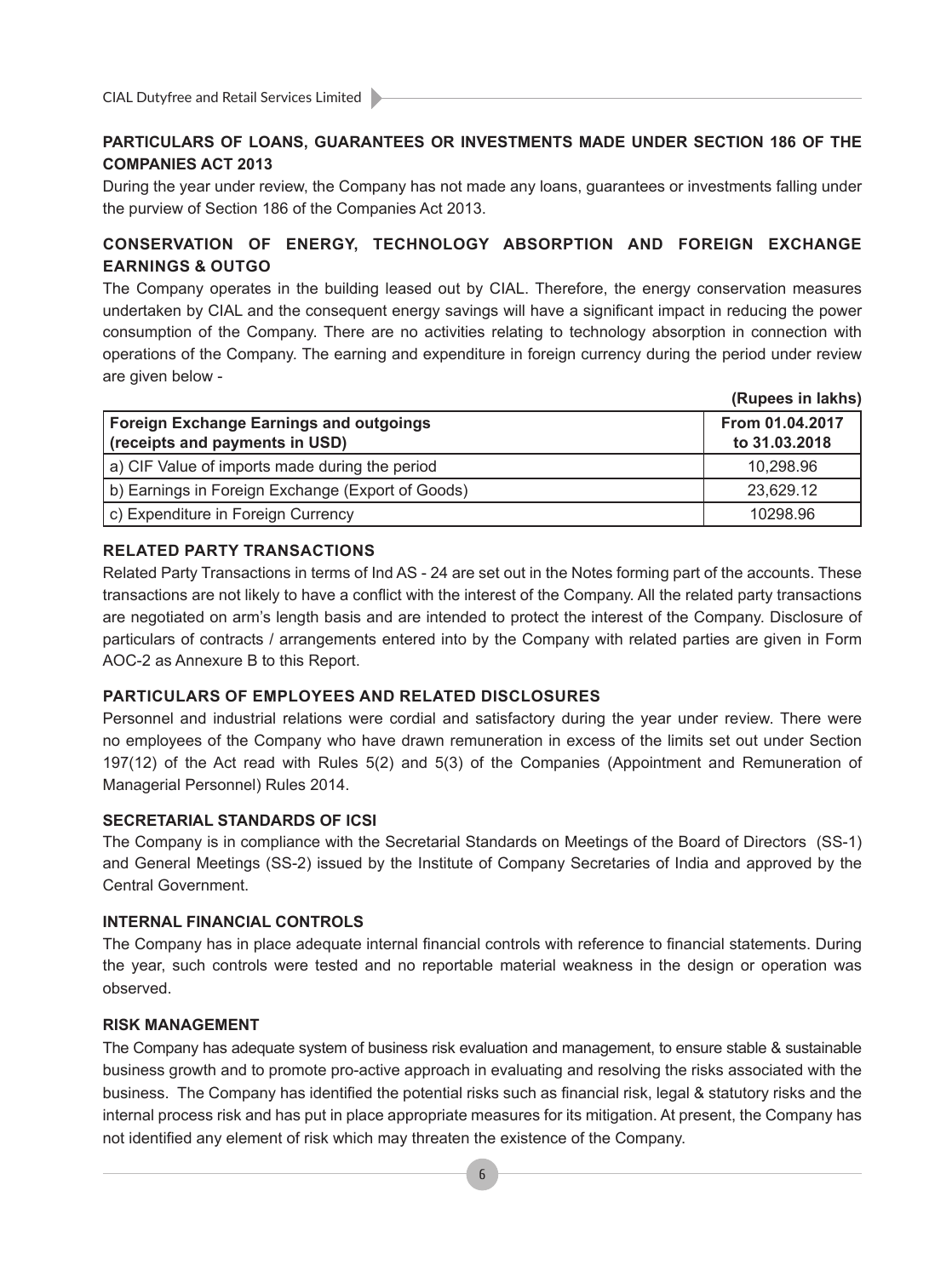## PARTICULARS OF LOANS, GUARANTEES OR INVESTMENTS MADE UNDER SECTION 186 OF THE COMPANIES ACT 2013

During the year under review, the Company has not made any loans, guarantees or investments falling under the purview of Section 186 of the Companies Act 2013.

## CONSERVATION OF ENERGY, TECHNOLOGY ABSORPTION AND FOREIGN EXCHANGE EARNINGS & OUTGO

The Company operates in the building leased out by CIAL. Therefore, the energy conservation measures undertaken by CIAL and the consequent energy savings will have a significant impact in reducing the power consumption of the Company. There are no activities relating to technology absorption in connection with operations of the Company. The earning and expenditure in foreign currency during the period under review are given below -

**(Rupees in lakhs)**

| Foreign Exchange Earnings and outgoings (receipts and payments in USD) | From 01.04.2017 to 31.03.2018 |
|---|---|
| a) CIF Value of imports made during the period | 10,298.96 |
| b) Earnings in Foreign Exchange (Export of Goods) | 23,629.12 |
| c) Expenditure in Foreign Currency | 10298.96 |

## RELATED PARTY TRANSACTIONS

Related Party Transactions in terms of Ind AS - 24 are set out in the Notes forming part of the accounts. These transactions are not likely to have a conflict with the interest of the Company. All the related party transactions are negotiated on arm's length basis and are intended to protect the interest of the Company. Disclosure of particulars of contracts / arrangements entered into by the Company with related parties are given in Form AOC-2 as Annexure B to this Report.

## PARTICULARS OF EMPLOYEES AND RELATED DISCLOSURES

Personnel and industrial relations were cordial and satisfactory during the year under review. There were no employees of the Company who have drawn remuneration in excess of the limits set out under Section 197(12) of the Act read with Rules 5(2) and 5(3) of the Companies (Appointment and Remuneration of Managerial Personnel) Rules 2014.

## SECRETARIAL STANDARDS OF ICSI

The Company is in compliance with the Secretarial Standards on Meetings of the Board of Directors (SS-1) and General Meetings (SS-2) issued by the Institute of Company Secretaries of India and approved by the Central Government.

## INTERNAL FINANCIAL CONTROLS

The Company has in place adequate internal financial controls with reference to financial statements. During the year, such controls were tested and no reportable material weakness in the design or operation was observed.

## RISK MANAGEMENT

The Company has adequate system of business risk evaluation and management, to ensure stable & sustainable business growth and to promote pro-active approach in evaluating and resolving the risks associated with the business. The Company has identified the potential risks such as financial risk, legal & statutory risks and the internal process risk and has put in place appropriate measures for its mitigation. At present, the Company has not identified any element of risk which may threaten the existence of the Company.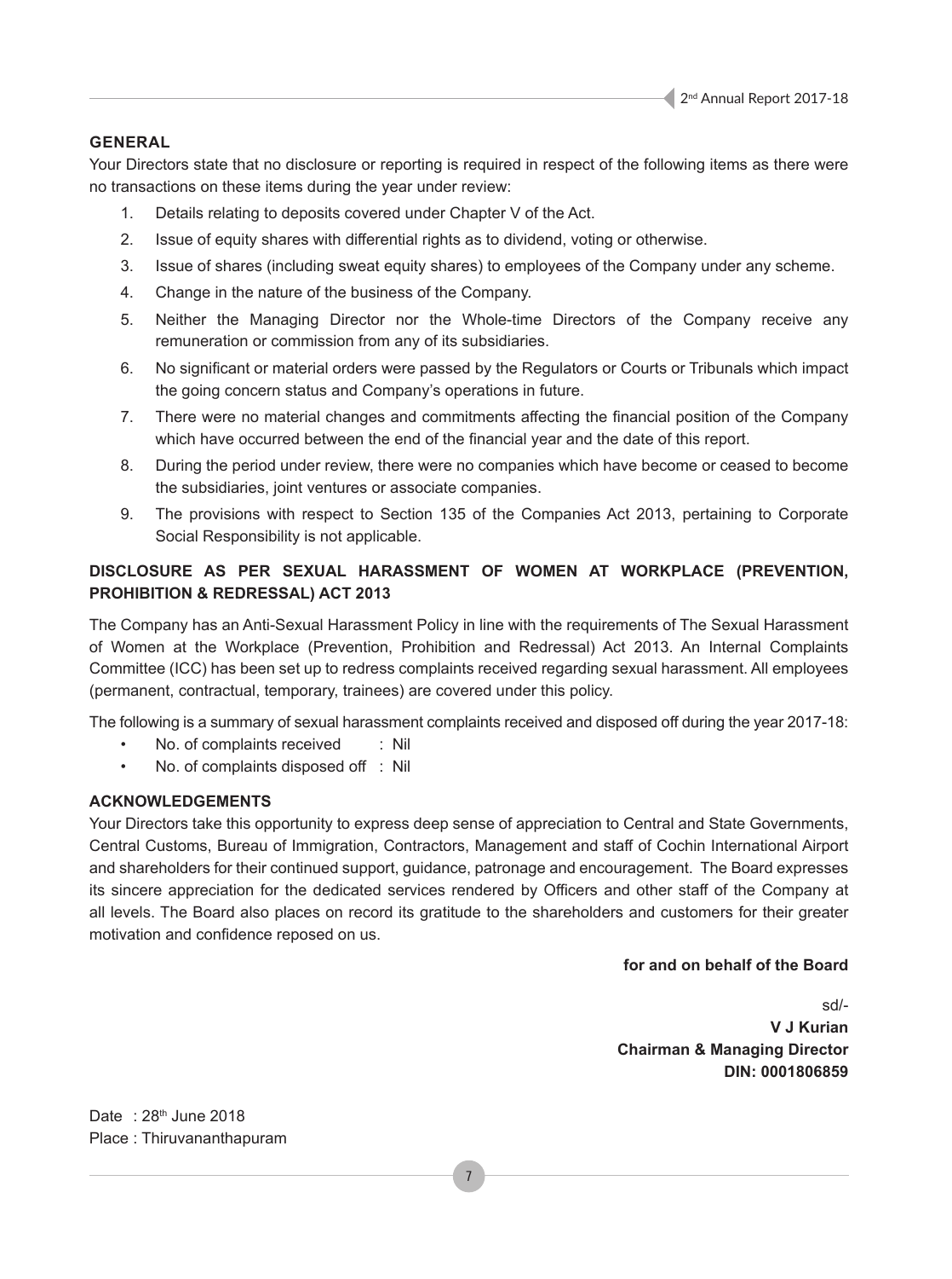## GENERAL

Your Directors state that no disclosure or reporting is required in respect of the following items as there were no transactions on these items during the year under review:

1. Details relating to deposits covered under Chapter V of the Act.
2. Issue of equity shares with differential rights as to dividend, voting or otherwise.
3. Issue of shares (including sweat equity shares) to employees of the Company under any scheme.
4. Change in the nature of the business of the Company.
5. Neither the Managing Director nor the Whole-time Directors of the Company receive any remuneration or commission from any of its subsidiaries.
6. No significant or material orders were passed by the Regulators or Courts or Tribunals which impact the going concern status and Company's operations in future.
7. There were no material changes and commitments affecting the financial position of the Company which have occurred between the end of the financial year and the date of this report.
8. During the period under review, there were no companies which have become or ceased to become the subsidiaries, joint ventures or associate companies.
9. The provisions with respect to Section 135 of the Companies Act 2013, pertaining to Corporate Social Responsibility is not applicable.

## DISCLOSURE AS PER SEXUAL HARASSMENT OF WOMEN AT WORKPLACE (PREVENTION, PROHIBITION & REDRESSAL) ACT 2013

The Company has an Anti-Sexual Harassment Policy in line with the requirements of The Sexual Harassment of Women at the Workplace (Prevention, Prohibition and Redressal) Act 2013. An Internal Complaints Committee (ICC) has been set up to redress complaints received regarding sexual harassment. All employees (permanent, contractual, temporary, trainees) are covered under this policy.

The following is a summary of sexual harassment complaints received and disposed off during the year 2017-18:

- No. of complaints received : Nil
- No. of complaints disposed off : Nil

## ACKNOWLEDGEMENTS

Your Directors take this opportunity to express deep sense of appreciation to Central and State Governments, Central Customs, Bureau of Immigration, Contractors, Management and staff of Cochin International Airport and shareholders for their continued support, guidance, patronage and encouragement. The Board expresses its sincere appreciation for the dedicated services rendered by Officers and other staff of the Company at all levels. The Board also places on record its gratitude to the shareholders and customers for their greater motivation and confidence reposed on us.

**for and on behalf of the Board**

sd/-

**V J Kurian**
**Chairman & Managing Director**
**DIN: 0001806859**

Date : 28th June 2018
Place : Thiruvananthapuram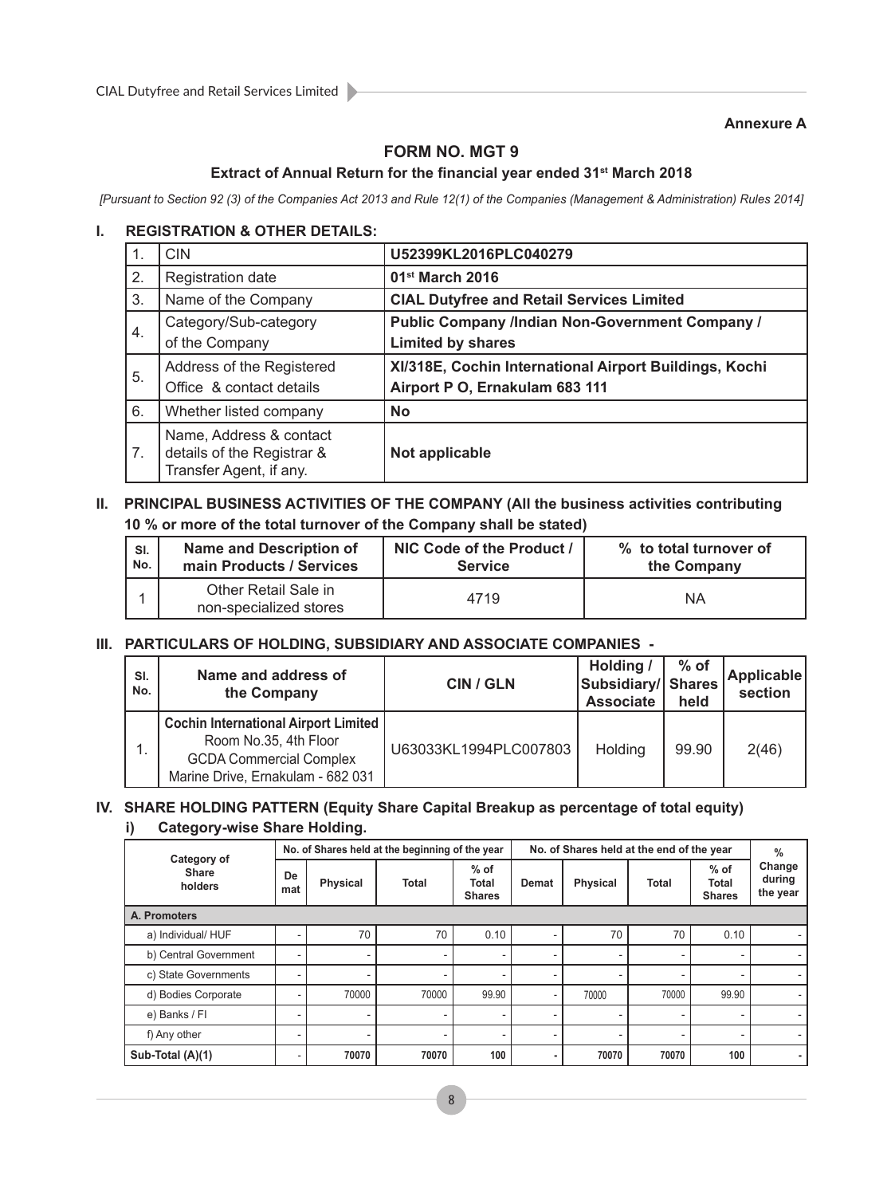**Annexure A**

## FORM NO. MGT 9

### Extract of Annual Return for the financial year ended 31st March 2018

*[Pursuant to Section 92 (3) of the Companies Act 2013 and Rule 12(1) of the Companies (Management & Administration) Rules 2014]*

### I. REGISTRATION & OTHER DETAILS:

| | | |
|---|---|---|
| 1. | CIN | **U52399KL2016PLC040279** |
| 2. | Registration date | **01st March 2016** |
| 3. | Name of the Company | **CIAL Dutyfree and Retail Services Limited** |
| 4. | Category/Sub-category of the Company | **Public Company /Indian Non-Government Company / Limited by shares** |
| 5. | Address of the Registered Office & contact details | **XI/318E, Cochin International Airport Buildings, Kochi Airport P O, Ernakulam 683 111** |
| 6. | Whether listed company | **No** |
| 7. | Name, Address & contact details of the Registrar & Transfer Agent, if any. | **Not applicable** |

### II. PRINCIPAL BUSINESS ACTIVITIES OF THE COMPANY (All the business activities contributing 10 % or more of the total turnover of the Company shall be stated)

| Sl. No. | Name and Description of main Products / Services | NIC Code of the Product / Service | % to total turnover of the Company |
|---|---|---|---|
| 1 | Other Retail Sale in non-specialized stores | 4719 | NA |

### III. PARTICULARS OF HOLDING, SUBSIDIARY AND ASSOCIATE COMPANIES -

| Sl. No. | Name and address of the Company | CIN / GLN | Holding / Subsidiary/ Associate | % of Shares held | Applicable section |
|---|---|---|---|---|---|
| 1. | **Cochin International Airport Limited** Room No.35, 4th Floor GCDA Commercial Complex Marine Drive, Ernakulam - 682 031 | U63033KL1994PLC007803 | Holding | 99.90 | 2(46) |

### IV. SHARE HOLDING PATTERN (Equity Share Capital Breakup as percentage of total equity)

#### i) Category-wise Share Holding.

| Category of Share holders | No. of Shares held at the beginning of the year | | | | No. of Shares held at the end of the year | | | | % Change during the year |
|---|---|---|---|---|---|---|---|---|---|
| | Demat | Physical | Total | % of Total Shares | Demat | Physical | Total | % of Total Shares | |
| **A. Promoters** | | | | | | | | | |
| a) Individual/ HUF | - | 70 | 70 | 0.10 | - | 70 | 70 | 0.10 | - |
| b) Central Government | - | - | - | - | - | - | - | - | - |
| c) State Governments | - | - | - | - | - | - | - | - | - |
| d) Bodies Corporate | - | 70000 | 70000 | 99.90 | - | 70000 | 70000 | 99.90 | - |
| e) Banks / FI | - | - | - | - | - | - | - | - | - |
| f) Any other | - | - | - | - | - | - | - | - | - |
| **Sub-Total (A)(1)** | - | **70070** | **70070** | **100** | - | **70070** | **70070** | **100** | - |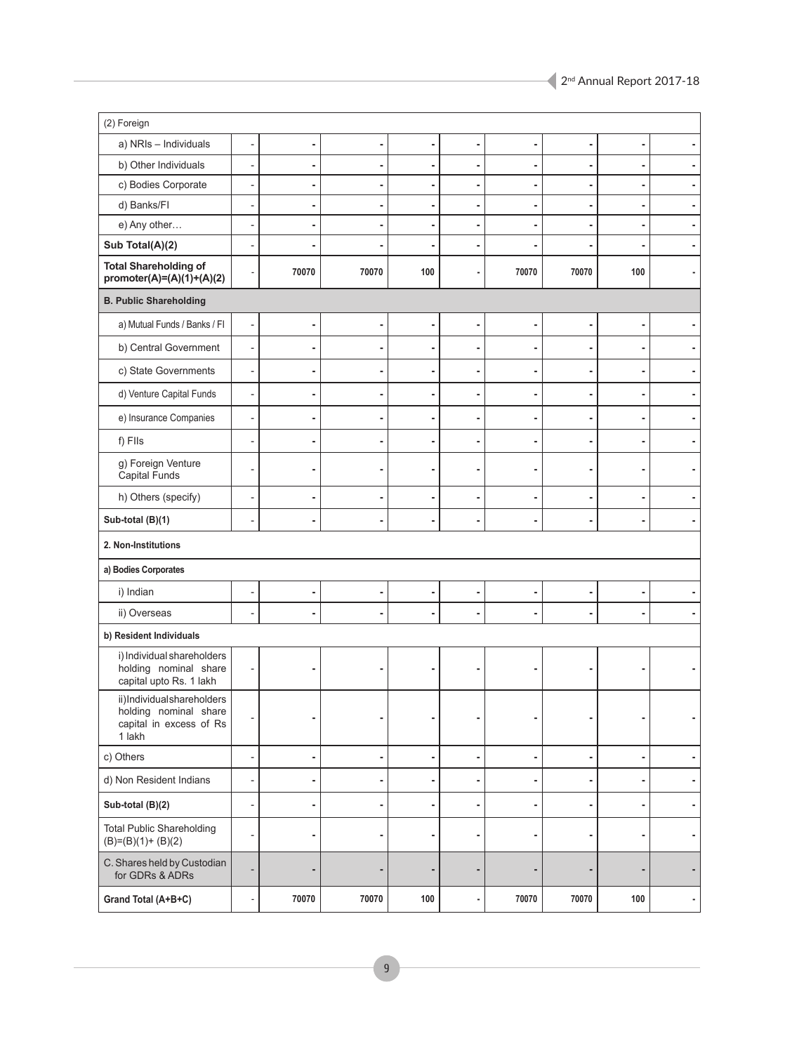| (2) Foreign | | | | | | | | | |
|---|---|---|---|---|---|---|---|---|---|
| a) NRIs – Individuals | - | - | - | - | - | - | - | - | - |
| b) Other Individuals | - | - | - | - | - | - | - | - | - |
| c) Bodies Corporate | - | - | - | - | - | - | - | - | - |
| d) Banks/FI | - | - | - | - | - | - | - | - | - |
| e) Any other… | - | - | - | - | - | - | - | - | - |
| **Sub Total(A)(2)** | - | - | - | - | - | - | - | - | - |
| **Total Shareholding of promoter(A)=(A)(1)+(A)(2)** | - | **70070** | **70070** | **100** | - | **70070** | **70070** | **100** | - |
| **B. Public Shareholding** | | | | | | | | | |
| a) Mutual Funds / Banks / FI | - | - | - | - | - | - | - | - | - |
| b) Central Government | - | - | - | - | - | - | - | - | - |
| c) State Governments | - | - | - | - | - | - | - | - | - |
| d) Venture Capital Funds | - | - | - | - | - | - | - | - | - |
| e) Insurance Companies | - | - | - | - | - | - | - | - | - |
| f) FIIs | - | - | - | - | - | - | - | - | - |
| g) Foreign Venture Capital Funds | - | - | - | - | - | - | - | - | - |
| h) Others (specify) | - | - | - | - | - | - | - | - | - |
| **Sub-total (B)(1)** | - | - | - | - | - | - | - | - | - |
| **2. Non-Institutions** | | | | | | | | | |
| **a) Bodies Corporates** | | | | | | | | | |
| i) Indian | - | - | - | - | - | - | - | - | - |
| ii) Overseas | - | - | - | - | - | - | - | - | - |
| **b) Resident Individuals** | | | | | | | | | |
| i) Individual shareholders holding nominal share capital upto Rs. 1 lakh | - | - | - | - | - | - | - | - | - |
| ii) Individual shareholders holding nominal share capital in excess of Rs 1 lakh | - | - | - | - | - | - | - | - | - |
| c) Others | - | - | - | - | - | - | - | - | - |
| d) Non Resident Indians | - | - | - | - | - | - | - | - | - |
| **Sub-total (B)(2)** | - | - | - | - | - | - | - | - | - |
| Total Public Shareholding (B)=(B)(1)+ (B)(2) | - | - | - | - | - | - | - | - | - |
| C. Shares held by Custodian for GDRs & ADRs | - | - | - | - | - | - | - | - | - |
| **Grand Total (A+B+C)** | - | **70070** | **70070** | **100** | - | **70070** | **70070** | **100** | - |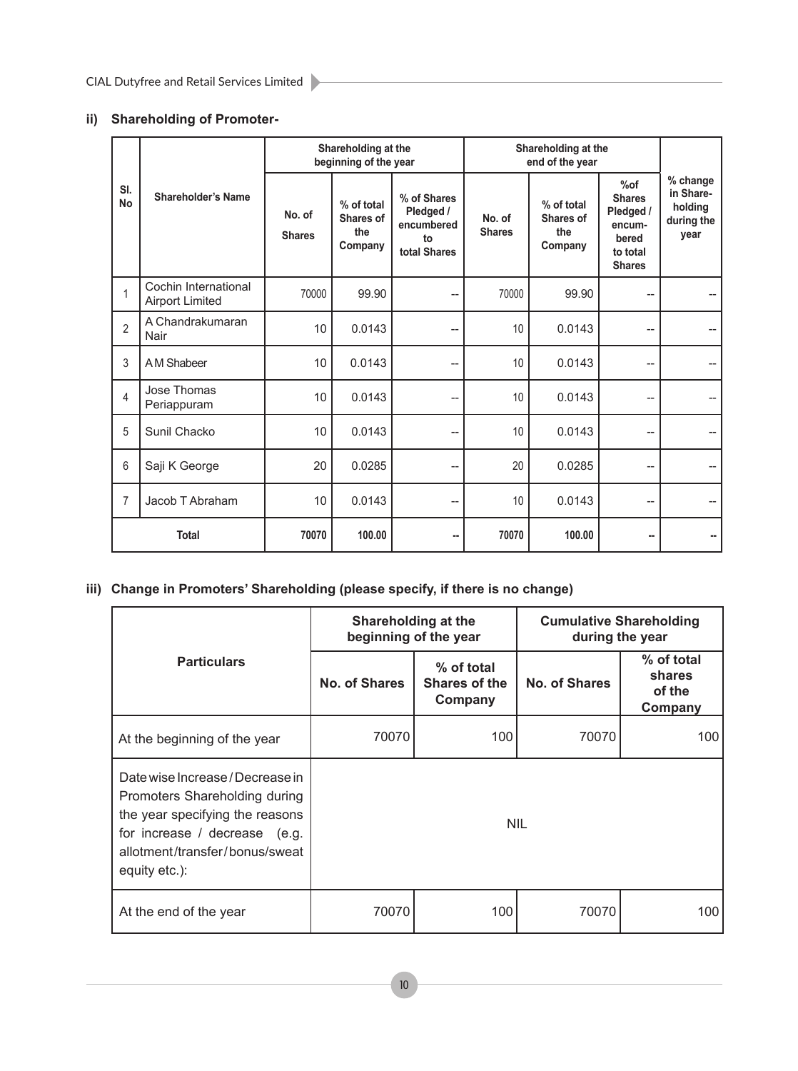### ii) Shareholding of Promoter-

| Sl. No | Shareholder's Name | Shareholding at the beginning of the year | | | Shareholding at the end of the year | | | % change in Share-holding during the year |
|---|---|---|---|---|---|---|---|---|
| | | No. of Shares | % of total Shares of the Company | % of Shares Pledged / encumbered to total Shares | No. of Shares | % of total Shares of the Company | %of Shares Pledged / encum-bered to total Shares | |
| 1 | Cochin International Airport Limited | 70000 | 99.90 | -- | 70000 | 99.90 | -- | -- |
| 2 | A Chandrakumaran Nair | 10 | 0.0143 | -- | 10 | 0.0143 | -- | -- |
| 3 | A M Shabeer | 10 | 0.0143 | -- | 10 | 0.0143 | -- | -- |
| 4 | Jose Thomas Periappuram | 10 | 0.0143 | -- | 10 | 0.0143 | -- | -- |
| 5 | Sunil Chacko | 10 | 0.0143 | -- | 10 | 0.0143 | -- | -- |
| 6 | Saji K George | 20 | 0.0285 | -- | 20 | 0.0285 | -- | -- |
| 7 | Jacob T Abraham | 10 | 0.0143 | -- | 10 | 0.0143 | -- | -- |
| | **Total** | **70070** | **100.00** | **--** | **70070** | **100.00** | **--** | **--** |

### iii) Change in Promoters' Shareholding (please specify, if there is no change)

| Particulars | Shareholding at the beginning of the year | | Cumulative Shareholding during the year | |
|---|---|---|---|---|
| | No. of Shares | % of total Shares of the Company | No. of Shares | % of total shares of the Company |
| At the beginning of the year | 70070 | 100 | 70070 | 100 |
| Date wise Increase / Decrease in Promoters Shareholding during the year specifying the reasons for increase / decrease (e.g. allotment/transfer/bonus/sweat equity etc.): | NIL | | | |
| At the end of the year | 70070 | 100 | 70070 | 100 |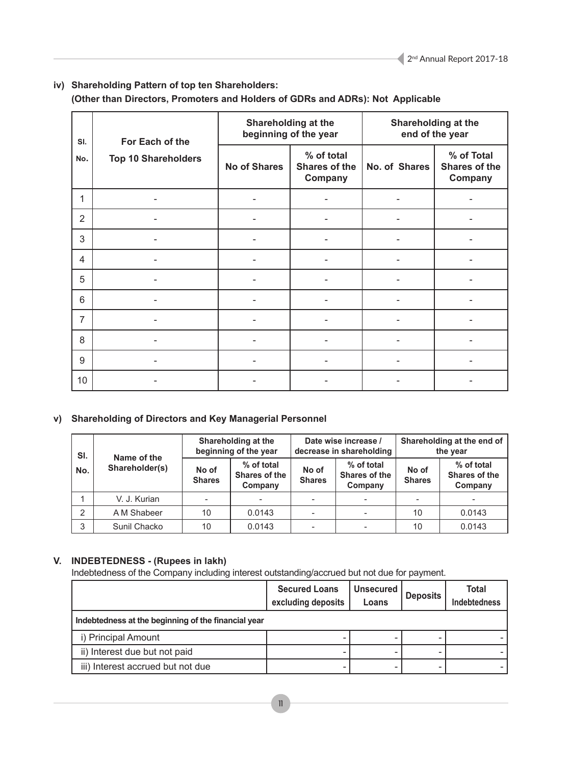### iv) Shareholding Pattern of top ten Shareholders:

**(Other than Directors, Promoters and Holders of GDRs and ADRs): Not Applicable**

| Sl. No. | For Each of the Top 10 Shareholders | Shareholding at the beginning of the year | | Shareholding at the end of the year | |
|---|---|---|---|---|---|
| | | No of Shares | % of total Shares of the Company | No. of Shares | % of Total Shares of the Company |
| 1 | - | - | - | - | - |
| 2 | - | - | - | - | - |
| 3 | - | - | - | - | - |
| 4 | - | - | - | - | - |
| 5 | - | - | - | - | - |
| 6 | - | - | - | - | - |
| 7 | - | - | - | - | - |
| 8 | - | - | - | - | - |
| 9 | - | - | - | - | - |
| 10 | - | - | - | - | - |

### v) Shareholding of Directors and Key Managerial Personnel

| Sl. No. | Name of the Shareholder(s) | Shareholding at the beginning of the year | | Date wise increase / decrease in shareholding | | Shareholding at the end of the year | |
|---|---|---|---|---|---|---|---|
| | | No of Shares | % of total Shares of the Company | No of Shares | % of total Shares of the Company | No of Shares | % of total Shares of the Company |
| 1 | V. J. Kurian | - | - | - | - | - | - |
| 2 | A M Shabeer | 10 | 0.0143 | - | - | 10 | 0.0143 |
| 3 | Sunil Chacko | 10 | 0.0143 | - | - | 10 | 0.0143 |

## V. INDEBTEDNESS - (Rupees in lakh)

Indebtedness of the Company including interest outstanding/accrued but not due for payment.

| | Secured Loans excluding deposits | Unsecured Loans | Deposits | Total Indebtedness |
|---|---|---|---|---|
| **Indebtedness at the beginning of the financial year** | | | | |
| i) Principal Amount | - | - | - | - |
| ii) Interest due but not paid | - | - | - | - |
| iii) Interest accrued but not due | - | - | - | - |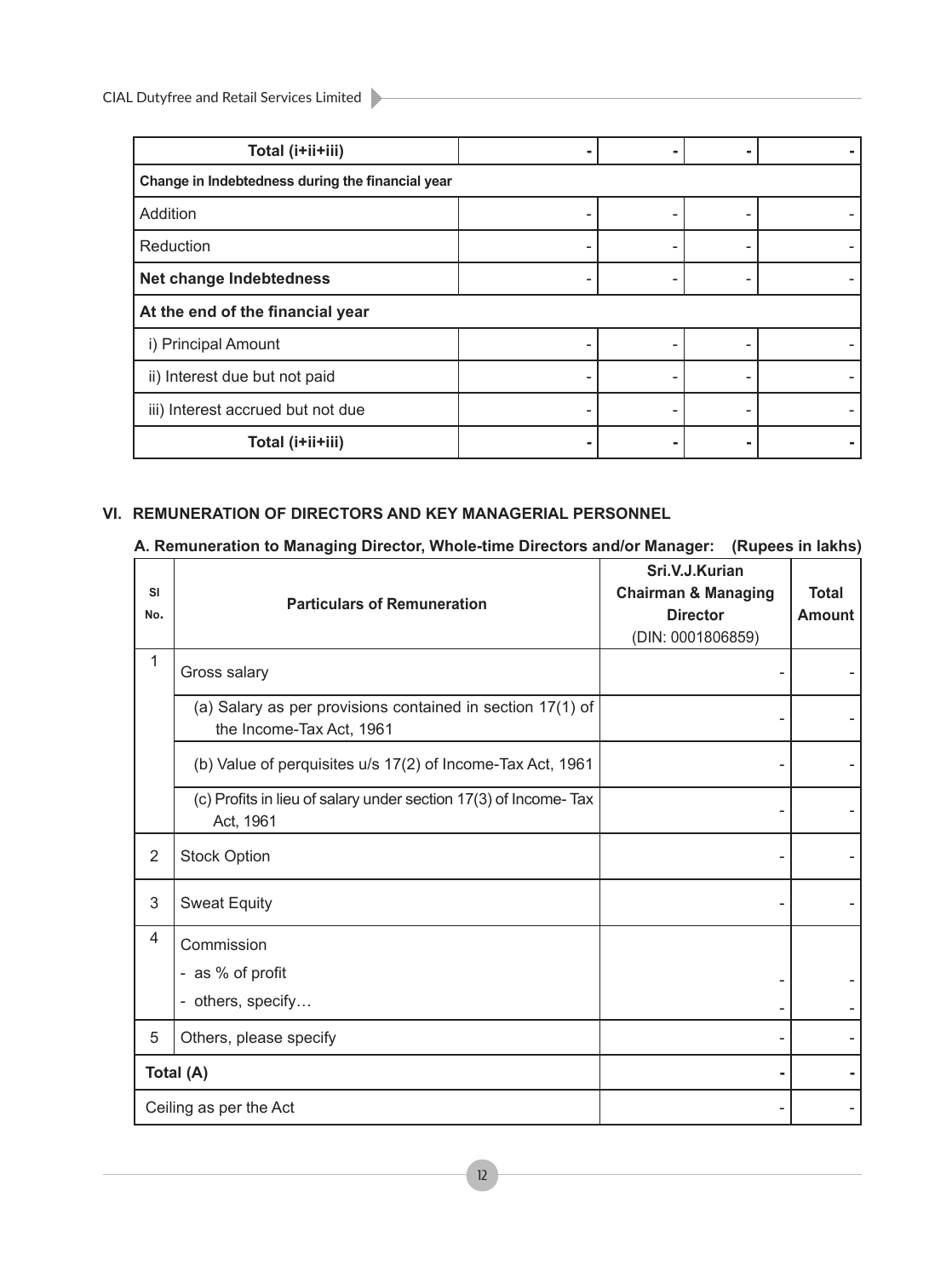| Total (i+ii+iii) | - | - | - | - |
|---|---|---|---|---|
| **Change in Indebtedness during the financial year** | | | | |
| Addition | - | - | - | - |
| Reduction | - | - | - | - |
| **Net change Indebtedness** | - | - | - | - |
| **At the end of the financial year** | | | | |
| i) Principal Amount | - | - | - | - |
| ii) Interest due but not paid | - | - | - | - |
| iii) Interest accrued but not due | - | - | - | - |
| **Total (i+ii+iii)** | - | - | - | - |

## VI. REMUNERATION OF DIRECTORS AND KEY MANAGERIAL PERSONNEL

**A. Remuneration to Managing Director, Whole-time Directors and/or Manager: (Rupees in lakhs)**

| Sl No. | Particulars of Remuneration | Sri.V.J.Kurian Chairman & Managing Director (DIN: 0001806859) | Total Amount |
|---|---|---|---|
| 1 | Gross salary | - | - |
| | (a) Salary as per provisions contained in section 17(1) of the Income-Tax Act, 1961 | - | - |
| | (b) Value of perquisites u/s 17(2) of Income-Tax Act, 1961 | - | - |
| | (c) Profits in lieu of salary under section 17(3) of Income- Tax Act, 1961 | - | - |
| 2 | Stock Option | - | - |
| 3 | Sweat Equity | - | - |
| 4 | Commission<br>- as % of profit<br>- others, specify… | -<br>- | -<br>- |
| 5 | Others, please specify | - | - |
| **Total (A)** | | **-** | **-** |
| Ceiling as per the Act | | - | - |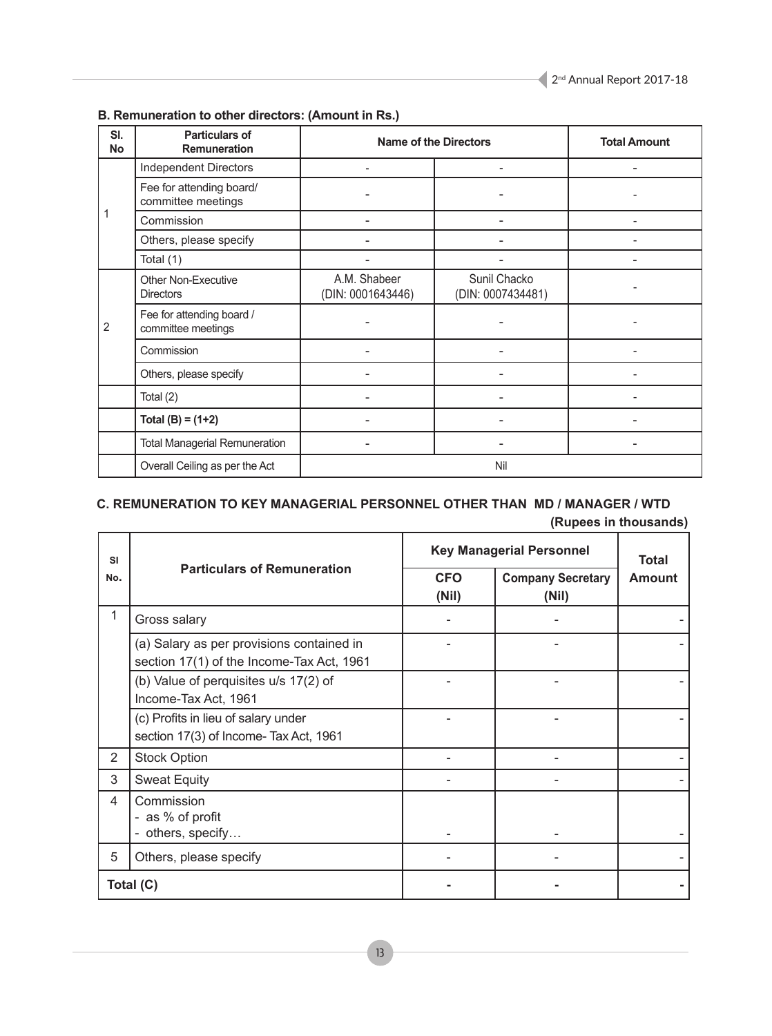### B. Remuneration to other directors: (Amount in Rs.)

| Sl. No | Particulars of Remuneration | Name of the Directors | | Total Amount |
|---|---|---|---|---|
| 1 | Independent Directors | - | - | - |
| | Fee for attending board/ committee meetings | - | - | - |
| | Commission | - | - | - |
| | Others, please specify | - | - | - |
| | Total (1) | - | - | - |
| 2 | Other Non-Executive Directors | A.M. Shabeer (DIN: 0001643446) | Sunil Chacko (DIN: 0007434481) | - |
| | Fee for attending board / committee meetings | - | - | - |
| | Commission | - | - | - |
| | Others, please specify | - | - | - |
| | Total (2) | - | - | - |
| | **Total (B) = (1+2)** | - | - | - |
| | Total Managerial Remuneration | - | - | - |
| | Overall Ceiling as per the Act | Nil | | |

### C. REMUNERATION TO KEY MANAGERIAL PERSONNEL OTHER THAN MD / MANAGER / WTD

**(Rupees in thousands)**

| Sl No. | Particulars of Remuneration | Key Managerial Personnel | | Total Amount |
|---|---|---|---|---|
| | | CFO (Nil) | Company Secretary (Nil) | |
| 1 | Gross salary | - | - | - |
| | (a) Salary as per provisions contained in section 17(1) of the Income-Tax Act, 1961 | - | - | - |
| | (b) Value of perquisites u/s 17(2) of Income-Tax Act, 1961 | - | - | - |
| | (c) Profits in lieu of salary under section 17(3) of Income- Tax Act, 1961 | - | - | - |
| 2 | Stock Option | - | - | - |
| 3 | Sweat Equity | - | - | - |
| 4 | Commission<br>- as % of profit<br>- others, specify… | - | - | - |
| 5 | Others, please specify | - | - | - |
| **Total (C)** | | **-** | **-** | **-** |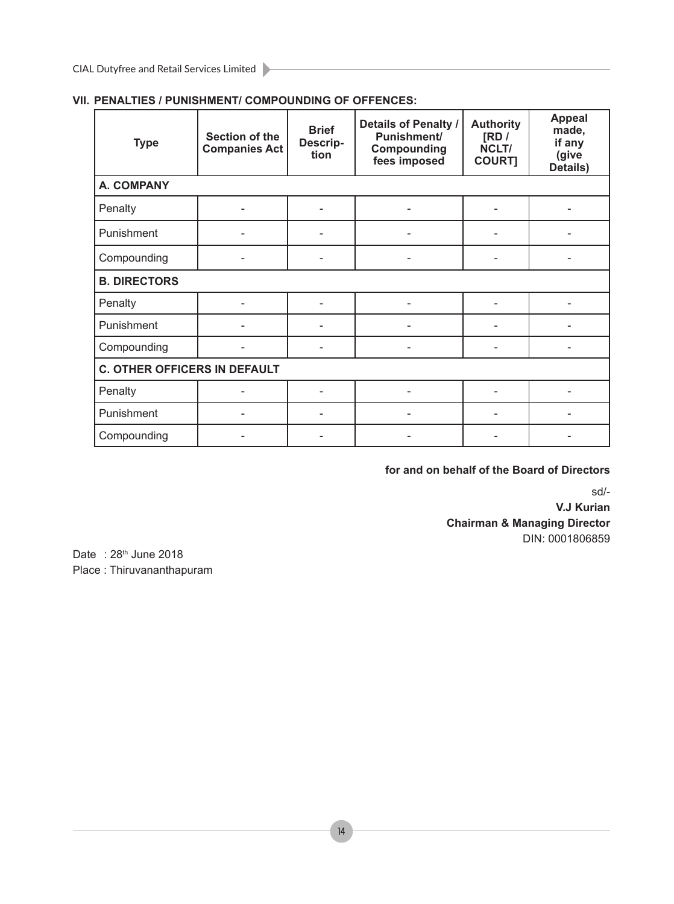## VII. PENALTIES / PUNISHMENT/ COMPOUNDING OF OFFENCES:

| Type | Section of the Companies Act | Brief Descrip-tion | Details of Penalty / Punishment/ Compounding fees imposed | Authority [RD / NCLT/ COURT] | Appeal made, if any (give Details) |
|---|---|---|---|---|---|
| **A. COMPANY** | | | | | |
| Penalty | - | - | - | - | - |
| Punishment | - | - | - | - | - |
| Compounding | - | - | - | - | - |
| **B. DIRECTORS** | | | | | |
| Penalty | - | - | - | - | - |
| Punishment | - | - | - | - | - |
| Compounding | - | - | - | - | - |
| **C. OTHER OFFICERS IN DEFAULT** | | | | | |
| Penalty | - | - | - | - | - |
| Punishment | - | - | - | - | - |
| Compounding | - | - | - | - | - |

**for and on behalf of the Board of Directors**

sd/-

**V.J Kurian**

**Chairman & Managing Director**

DIN: 0001806859

Date : 28th June 2018

Place : Thiruvananthapuram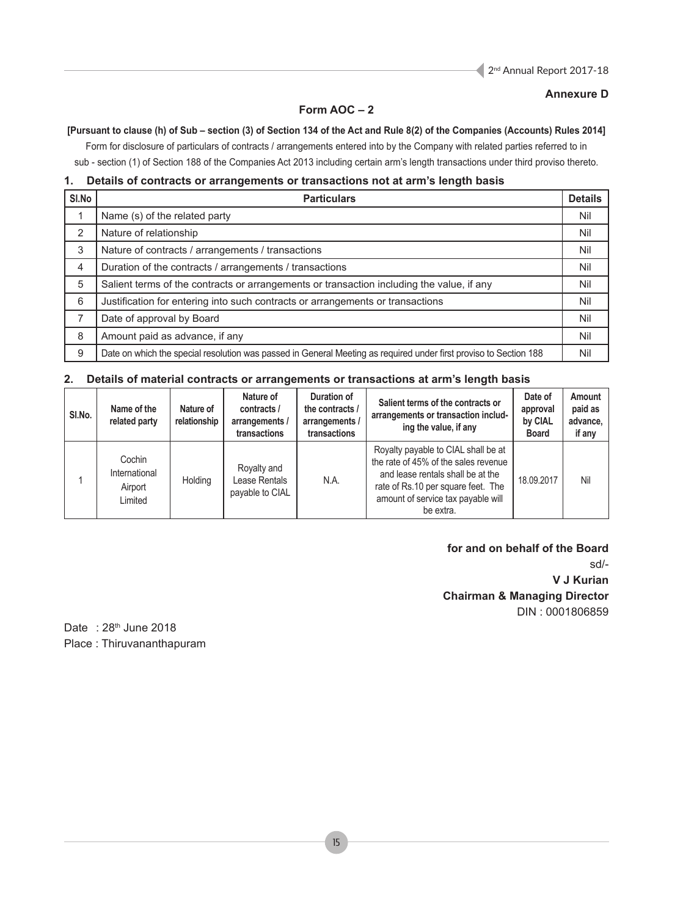**Annexure D**

## Form AOC – 2

**[Pursuant to clause (h) of Sub – section (3) of Section 134 of the Act and Rule 8(2) of the Companies (Accounts) Rules 2014]**

Form for disclosure of particulars of contracts / arrangements entered into by the Company with related parties referred to in sub - section (1) of Section 188 of the Companies Act 2013 including certain arm's length transactions under third proviso thereto.

### 1. Details of contracts or arrangements or transactions not at arm's length basis

| Sl.No | Particulars | Details |
|---|---|---|
| 1 | Name (s) of the related party | Nil |
| 2 | Nature of relationship | Nil |
| 3 | Nature of contracts / arrangements / transactions | Nil |
| 4 | Duration of the contracts / arrangements / transactions | Nil |
| 5 | Salient terms of the contracts or arrangements or transaction including the value, if any | Nil |
| 6 | Justification for entering into such contracts or arrangements or transactions | Nil |
| 7 | Date of approval by Board | Nil |
| 8 | Amount paid as advance, if any | Nil |
| 9 | Date on which the special resolution was passed in General Meeting as required under first proviso to Section 188 | Nil |

### 2. Details of material contracts or arrangements or transactions at arm's length basis

| Sl.No. | Name of the related party | Nature of relationship | Nature of contracts / arrangements / transactions | Duration of the contracts / arrangements / transactions | Salient terms of the contracts or arrangements or transaction including the value, if any | Date of approval by CIAL Board | Amount paid as advance, if any |
|---|---|---|---|---|---|---|---|
| 1 | Cochin International Airport Limited | Holding | Royalty and Lease Rentals payable to CIAL | N.A. | Royalty payable to CIAL shall be at the rate of 45% of the sales revenue and lease rentals shall be at the rate of Rs.10 per square feet. The amount of service tax payable will be extra. | 18.09.2017 | Nil |

**for and on behalf of the Board**

sd/-

**V J Kurian**

**Chairman & Managing Director**

DIN : 0001806859

Date : 28th June 2018

Place : Thiruvananthapuram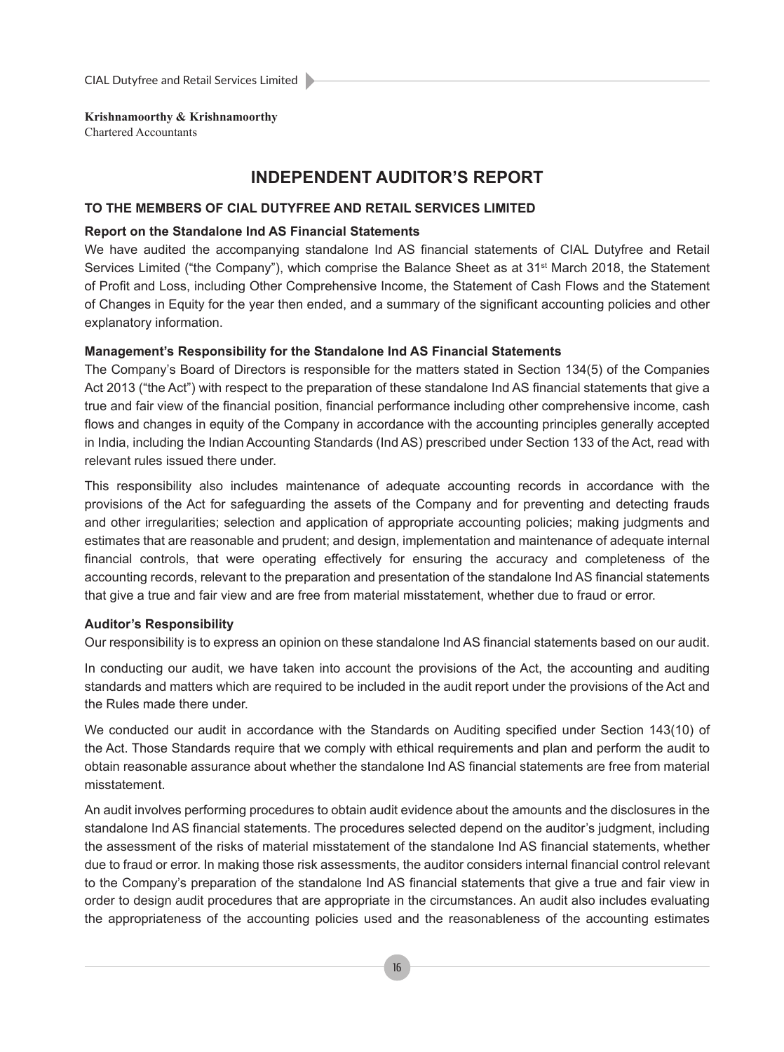**Krishnamoorthy & Krishnamoorthy**
Chartered Accountants

# INDEPENDENT AUDITOR'S REPORT

**TO THE MEMBERS OF CIAL DUTYFREE AND RETAIL SERVICES LIMITED**

**Report on the Standalone Ind AS Financial Statements**

We have audited the accompanying standalone Ind AS financial statements of CIAL Dutyfree and Retail Services Limited ("the Company"), which comprise the Balance Sheet as at 31st March 2018, the Statement of Profit and Loss, including Other Comprehensive Income, the Statement of Cash Flows and the Statement of Changes in Equity for the year then ended, and a summary of the significant accounting policies and other explanatory information.

**Management's Responsibility for the Standalone Ind AS Financial Statements**

The Company's Board of Directors is responsible for the matters stated in Section 134(5) of the Companies Act 2013 ("the Act") with respect to the preparation of these standalone Ind AS financial statements that give a true and fair view of the financial position, financial performance including other comprehensive income, cash flows and changes in equity of the Company in accordance with the accounting principles generally accepted in India, including the Indian Accounting Standards (Ind AS) prescribed under Section 133 of the Act, read with relevant rules issued there under.

This responsibility also includes maintenance of adequate accounting records in accordance with the provisions of the Act for safeguarding the assets of the Company and for preventing and detecting frauds and other irregularities; selection and application of appropriate accounting policies; making judgments and estimates that are reasonable and prudent; and design, implementation and maintenance of adequate internal financial controls, that were operating effectively for ensuring the accuracy and completeness of the accounting records, relevant to the preparation and presentation of the standalone Ind AS financial statements that give a true and fair view and are free from material misstatement, whether due to fraud or error.

**Auditor's Responsibility**

Our responsibility is to express an opinion on these standalone Ind AS financial statements based on our audit.

In conducting our audit, we have taken into account the provisions of the Act, the accounting and auditing standards and matters which are required to be included in the audit report under the provisions of the Act and the Rules made there under.

We conducted our audit in accordance with the Standards on Auditing specified under Section 143(10) of the Act. Those Standards require that we comply with ethical requirements and plan and perform the audit to obtain reasonable assurance about whether the standalone Ind AS financial statements are free from material misstatement.

An audit involves performing procedures to obtain audit evidence about the amounts and the disclosures in the standalone Ind AS financial statements. The procedures selected depend on the auditor's judgment, including the assessment of the risks of material misstatement of the standalone Ind AS financial statements, whether due to fraud or error. In making those risk assessments, the auditor considers internal financial control relevant to the Company's preparation of the standalone Ind AS financial statements that give a true and fair view in order to design audit procedures that are appropriate in the circumstances. An audit also includes evaluating the appropriateness of the accounting policies used and the reasonableness of the accounting estimates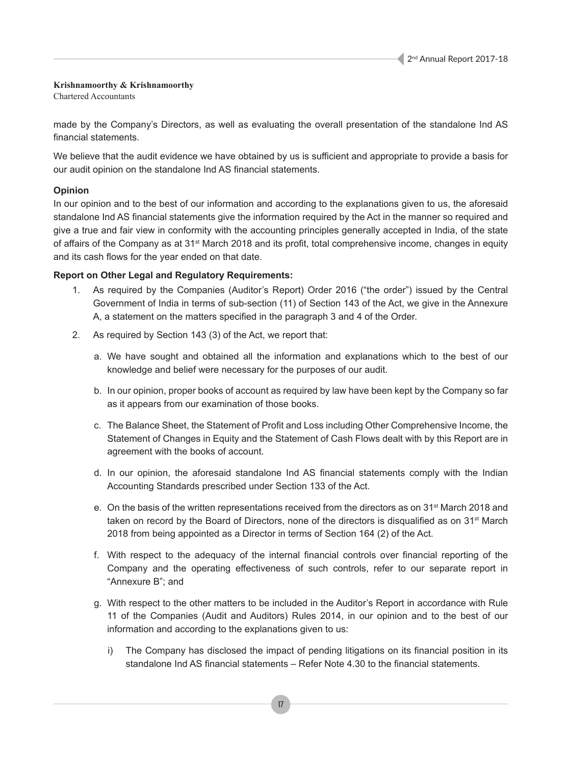**Krishnamoorthy & Krishnamoorthy**
Chartered Accountants

made by the Company's Directors, as well as evaluating the overall presentation of the standalone Ind AS financial statements.

We believe that the audit evidence we have obtained by us is sufficient and appropriate to provide a basis for our audit opinion on the standalone Ind AS financial statements.

**Opinion**

In our opinion and to the best of our information and according to the explanations given to us, the aforesaid standalone Ind AS financial statements give the information required by the Act in the manner so required and give a true and fair view in conformity with the accounting principles generally accepted in India, of the state of affairs of the Company as at 31st March 2018 and its profit, total comprehensive income, changes in equity and its cash flows for the year ended on that date.

**Report on Other Legal and Regulatory Requirements:**

1. As required by the Companies (Auditor's Report) Order 2016 ("the order") issued by the Central Government of India in terms of sub-section (11) of Section 143 of the Act, we give in the Annexure A, a statement on the matters specified in the paragraph 3 and 4 of the Order.

2. As required by Section 143 (3) of the Act, we report that:

   a. We have sought and obtained all the information and explanations which to the best of our knowledge and belief were necessary for the purposes of our audit.

   b. In our opinion, proper books of account as required by law have been kept by the Company so far as it appears from our examination of those books.

   c. The Balance Sheet, the Statement of Profit and Loss including Other Comprehensive Income, the Statement of Changes in Equity and the Statement of Cash Flows dealt with by this Report are in agreement with the books of account.

   d. In our opinion, the aforesaid standalone Ind AS financial statements comply with the Indian Accounting Standards prescribed under Section 133 of the Act.

   e. On the basis of the written representations received from the directors as on 31st March 2018 and taken on record by the Board of Directors, none of the directors is disqualified as on 31st March 2018 from being appointed as a Director in terms of Section 164 (2) of the Act.

   f. With respect to the adequacy of the internal financial controls over financial reporting of the Company and the operating effectiveness of such controls, refer to our separate report in "Annexure B"; and

   g. With respect to the other matters to be included in the Auditor's Report in accordance with Rule 11 of the Companies (Audit and Auditors) Rules 2014, in our opinion and to the best of our information and according to the explanations given to us:

      i) The Company has disclosed the impact of pending litigations on its financial position in its standalone Ind AS financial statements – Refer Note 4.30 to the financial statements.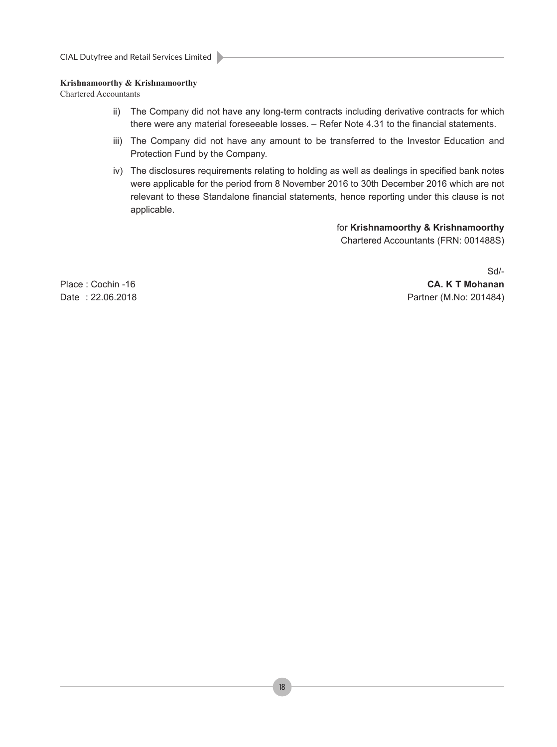**Krishnamoorthy & Krishnamoorthy**
Chartered Accountants

ii) The Company did not have any long-term contracts including derivative contracts for which there were any material foreseeable losses. – Refer Note 4.31 to the financial statements.

iii) The Company did not have any amount to be transferred to the Investor Education and Protection Fund by the Company.

iv) The disclosures requirements relating to holding as well as dealings in specified bank notes were applicable for the period from 8 November 2016 to 30th December 2016 which are not relevant to these Standalone financial statements, hence reporting under this clause is not applicable.

for **Krishnamoorthy & Krishnamoorthy**
Chartered Accountants (FRN: 001488S)

Sd/-
**CA. K T Mohanan**
Partner (M.No: 201484)

Place : Cochin -16
Date : 22.06.2018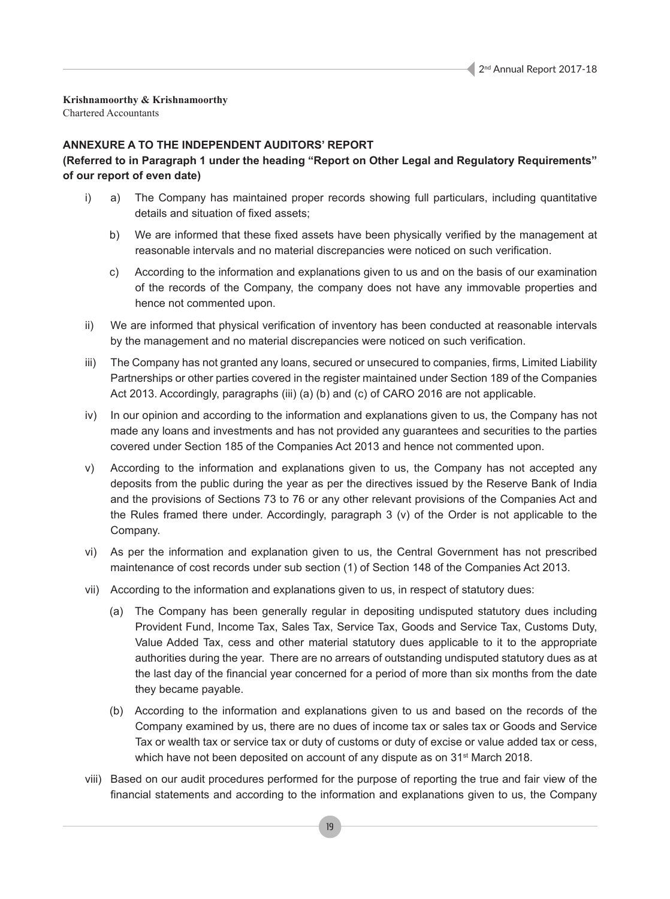**Krishnamoorthy & Krishnamoorthy**
Chartered Accountants

**ANNEXURE A TO THE INDEPENDENT AUDITORS' REPORT**

**(Referred to in Paragraph 1 under the heading "Report on Other Legal and Regulatory Requirements" of our report of even date)**

i) a) The Company has maintained proper records showing full particulars, including quantitative details and situation of fixed assets;

   b) We are informed that these fixed assets have been physically verified by the management at reasonable intervals and no material discrepancies were noticed on such verification.

   c) According to the information and explanations given to us and on the basis of our examination of the records of the Company, the company does not have any immovable properties and hence not commented upon.

ii) We are informed that physical verification of inventory has been conducted at reasonable intervals by the management and no material discrepancies were noticed on such verification.

iii) The Company has not granted any loans, secured or unsecured to companies, firms, Limited Liability Partnerships or other parties covered in the register maintained under Section 189 of the Companies Act 2013. Accordingly, paragraphs (iii) (a) (b) and (c) of CARO 2016 are not applicable.

iv) In our opinion and according to the information and explanations given to us, the Company has not made any loans and investments and has not provided any guarantees and securities to the parties covered under Section 185 of the Companies Act 2013 and hence not commented upon.

v) According to the information and explanations given to us, the Company has not accepted any deposits from the public during the year as per the directives issued by the Reserve Bank of India and the provisions of Sections 73 to 76 or any other relevant provisions of the Companies Act and the Rules framed there under. Accordingly, paragraph 3 (v) of the Order is not applicable to the Company.

vi) As per the information and explanation given to us, the Central Government has not prescribed maintenance of cost records under sub section (1) of Section 148 of the Companies Act 2013.

vii) According to the information and explanations given to us, in respect of statutory dues:

   (a) The Company has been generally regular in depositing undisputed statutory dues including Provident Fund, Income Tax, Sales Tax, Service Tax, Goods and Service Tax, Customs Duty, Value Added Tax, cess and other material statutory dues applicable to it to the appropriate authorities during the year. There are no arrears of outstanding undisputed statutory dues as at the last day of the financial year concerned for a period of more than six months from the date they became payable.

   (b) According to the information and explanations given to us and based on the records of the Company examined by us, there are no dues of income tax or sales tax or Goods and Service Tax or wealth tax or service tax or duty of customs or duty of excise or value added tax or cess, which have not been deposited on account of any dispute as on 31st March 2018.

viii) Based on our audit procedures performed for the purpose of reporting the true and fair view of the financial statements and according to the information and explanations given to us, the Company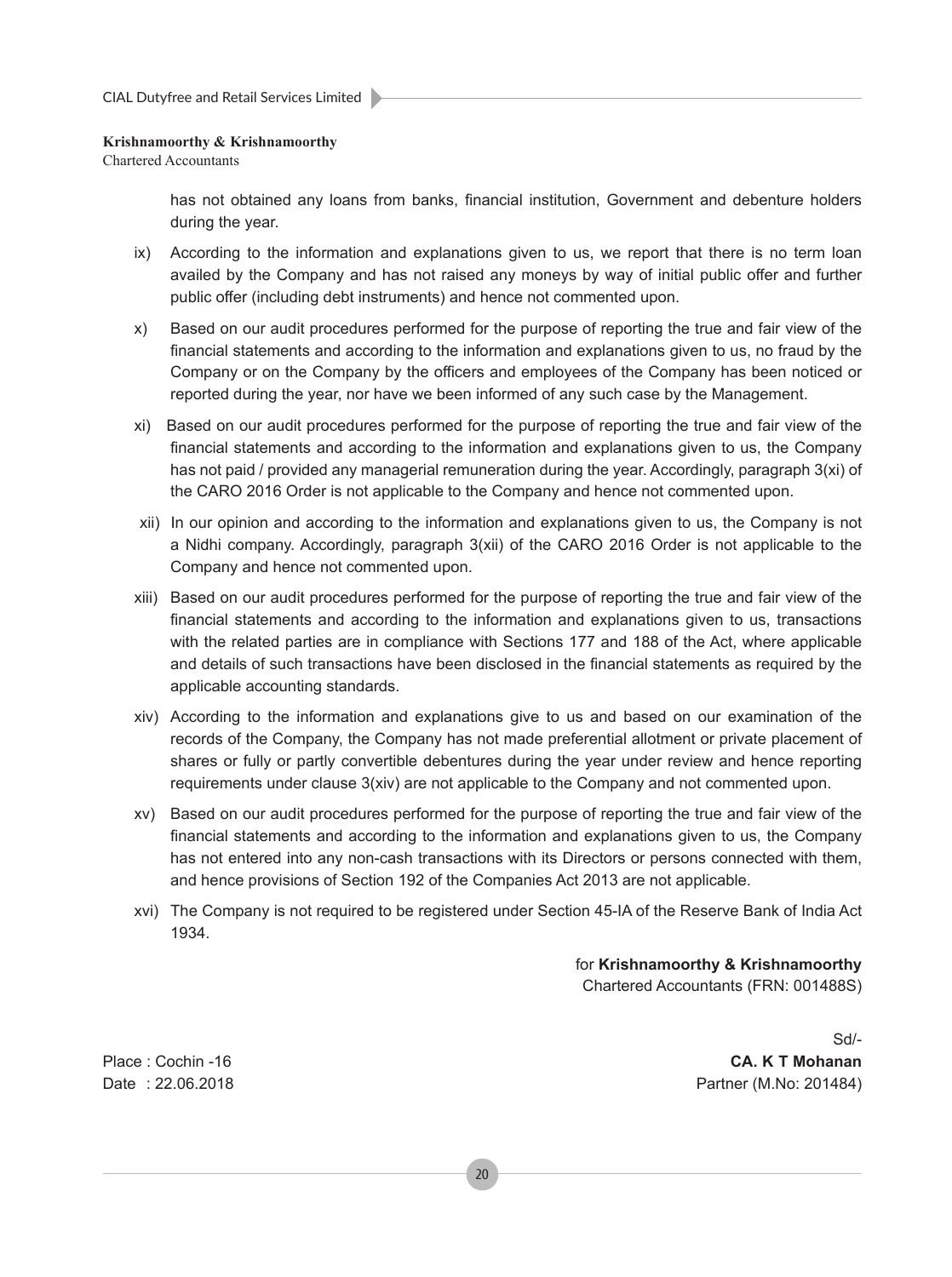**Krishnamoorthy & Krishnamoorthy**
Chartered Accountants

has not obtained any loans from banks, financial institution, Government and debenture holders during the year.

ix) According to the information and explanations given to us, we report that there is no term loan availed by the Company and has not raised any moneys by way of initial public offer and further public offer (including debt instruments) and hence not commented upon.

x) Based on our audit procedures performed for the purpose of reporting the true and fair view of the financial statements and according to the information and explanations given to us, no fraud by the Company or on the Company by the officers and employees of the Company has been noticed or reported during the year, nor have we been informed of any such case by the Management.

xi) Based on our audit procedures performed for the purpose of reporting the true and fair view of the financial statements and according to the information and explanations given to us, the Company has not paid / provided any managerial remuneration during the year. Accordingly, paragraph 3(xi) of the CARO 2016 Order is not applicable to the Company and hence not commented upon.

xii) In our opinion and according to the information and explanations given to us, the Company is not a Nidhi company. Accordingly, paragraph 3(xii) of the CARO 2016 Order is not applicable to the Company and hence not commented upon.

xiii) Based on our audit procedures performed for the purpose of reporting the true and fair view of the financial statements and according to the information and explanations given to us, transactions with the related parties are in compliance with Sections 177 and 188 of the Act, where applicable and details of such transactions have been disclosed in the financial statements as required by the applicable accounting standards.

xiv) According to the information and explanations give to us and based on our examination of the records of the Company, the Company has not made preferential allotment or private placement of shares or fully or partly convertible debentures during the year under review and hence reporting requirements under clause 3(xiv) are not applicable to the Company and not commented upon.

xv) Based on our audit procedures performed for the purpose of reporting the true and fair view of the financial statements and according to the information and explanations given to us, the Company has not entered into any non-cash transactions with its Directors or persons connected with them, and hence provisions of Section 192 of the Companies Act 2013 are not applicable.

xvi) The Company is not required to be registered under Section 45-IA of the Reserve Bank of India Act 1934.

for **Krishnamoorthy & Krishnamoorthy**
Chartered Accountants (FRN: 001488S)

Sd/-
**CA. K T Mohanan**
Partner (M.No: 201484)

Place : Cochin -16
Date : 22.06.2018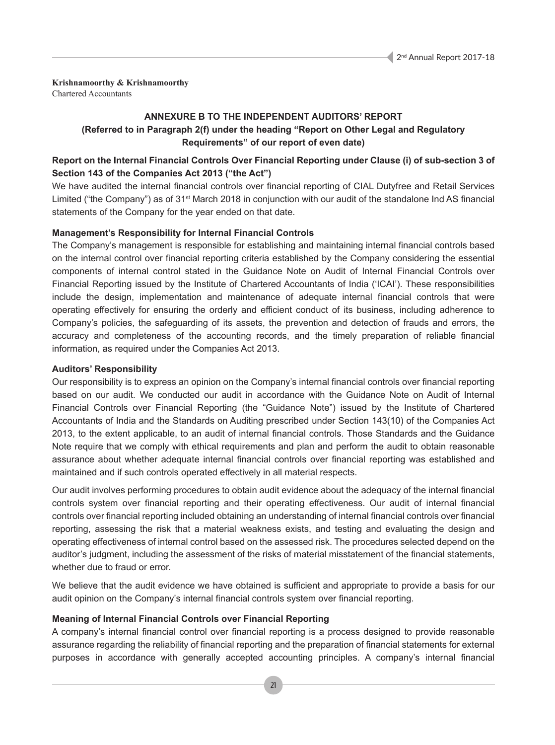**Krishnamoorthy & Krishnamoorthy**
Chartered Accountants

## ANNEXURE B TO THE INDEPENDENT AUDITORS' REPORT

**(Referred to in Paragraph 2(f) under the heading "Report on Other Legal and Regulatory Requirements" of our report of even date)**

### Report on the Internal Financial Controls Over Financial Reporting under Clause (i) of sub-section 3 of Section 143 of the Companies Act 2013 ("the Act")

We have audited the internal financial controls over financial reporting of CIAL Dutyfree and Retail Services Limited ("the Company") as of 31st March 2018 in conjunction with our audit of the standalone Ind AS financial statements of the Company for the year ended on that date.

### Management's Responsibility for Internal Financial Controls

The Company's management is responsible for establishing and maintaining internal financial controls based on the internal control over financial reporting criteria established by the Company considering the essential components of internal control stated in the Guidance Note on Audit of Internal Financial Controls over Financial Reporting issued by the Institute of Chartered Accountants of India ('ICAI'). These responsibilities include the design, implementation and maintenance of adequate internal financial controls that were operating effectively for ensuring the orderly and efficient conduct of its business, including adherence to Company's policies, the safeguarding of its assets, the prevention and detection of frauds and errors, the accuracy and completeness of the accounting records, and the timely preparation of reliable financial information, as required under the Companies Act 2013.

### Auditors' Responsibility

Our responsibility is to express an opinion on the Company's internal financial controls over financial reporting based on our audit. We conducted our audit in accordance with the Guidance Note on Audit of Internal Financial Controls over Financial Reporting (the "Guidance Note") issued by the Institute of Chartered Accountants of India and the Standards on Auditing prescribed under Section 143(10) of the Companies Act 2013, to the extent applicable, to an audit of internal financial controls. Those Standards and the Guidance Note require that we comply with ethical requirements and plan and perform the audit to obtain reasonable assurance about whether adequate internal financial controls over financial reporting was established and maintained and if such controls operated effectively in all material respects.

Our audit involves performing procedures to obtain audit evidence about the adequacy of the internal financial controls system over financial reporting and their operating effectiveness. Our audit of internal financial controls over financial reporting included obtaining an understanding of internal financial controls over financial reporting, assessing the risk that a material weakness exists, and testing and evaluating the design and operating effectiveness of internal control based on the assessed risk. The procedures selected depend on the auditor's judgment, including the assessment of the risks of material misstatement of the financial statements, whether due to fraud or error.

We believe that the audit evidence we have obtained is sufficient and appropriate to provide a basis for our audit opinion on the Company's internal financial controls system over financial reporting.

### Meaning of Internal Financial Controls over Financial Reporting

A company's internal financial control over financial reporting is a process designed to provide reasonable assurance regarding the reliability of financial reporting and the preparation of financial statements for external purposes in accordance with generally accepted accounting principles. A company's internal financial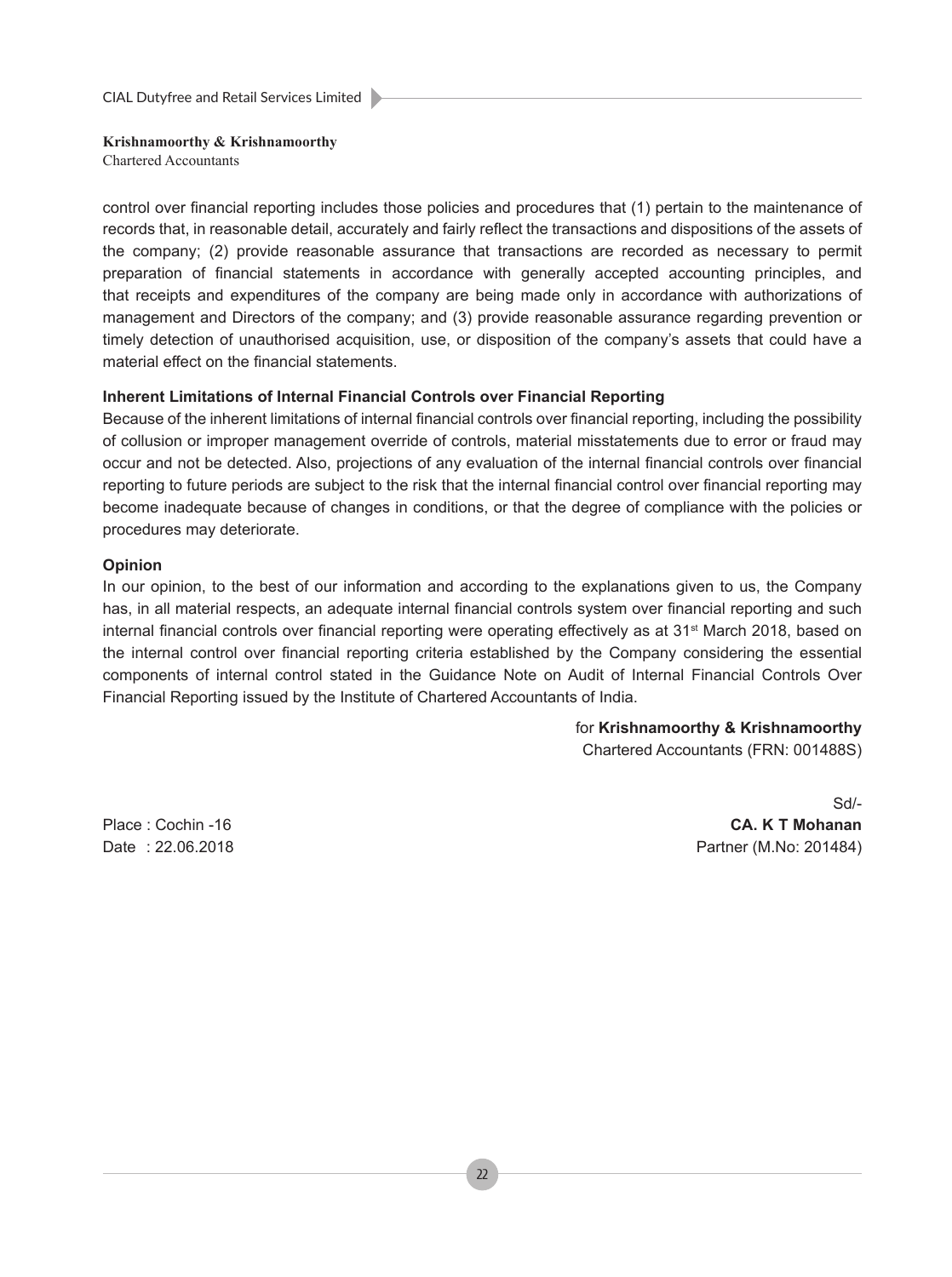**Krishnamoorthy & Krishnamoorthy**
Chartered Accountants

control over financial reporting includes those policies and procedures that (1) pertain to the maintenance of records that, in reasonable detail, accurately and fairly reflect the transactions and dispositions of the assets of the company; (2) provide reasonable assurance that transactions are recorded as necessary to permit preparation of financial statements in accordance with generally accepted accounting principles, and that receipts and expenditures of the company are being made only in accordance with authorizations of management and Directors of the company; and (3) provide reasonable assurance regarding prevention or timely detection of unauthorised acquisition, use, or disposition of the company's assets that could have a material effect on the financial statements.

**Inherent Limitations of Internal Financial Controls over Financial Reporting**

Because of the inherent limitations of internal financial controls over financial reporting, including the possibility of collusion or improper management override of controls, material misstatements due to error or fraud may occur and not be detected. Also, projections of any evaluation of the internal financial controls over financial reporting to future periods are subject to the risk that the internal financial control over financial reporting may become inadequate because of changes in conditions, or that the degree of compliance with the policies or procedures may deteriorate.

**Opinion**

In our opinion, to the best of our information and according to the explanations given to us, the Company has, in all material respects, an adequate internal financial controls system over financial reporting and such internal financial controls over financial reporting were operating effectively as at 31st March 2018, based on the internal control over financial reporting criteria established by the Company considering the essential components of internal control stated in the Guidance Note on Audit of Internal Financial Controls Over Financial Reporting issued by the Institute of Chartered Accountants of India.

for **Krishnamoorthy & Krishnamoorthy**
Chartered Accountants (FRN: 001488S)

Sd/-
**CA. K T Mohanan**
Partner (M.No: 201484)

Place : Cochin -16
Date : 22.06.2018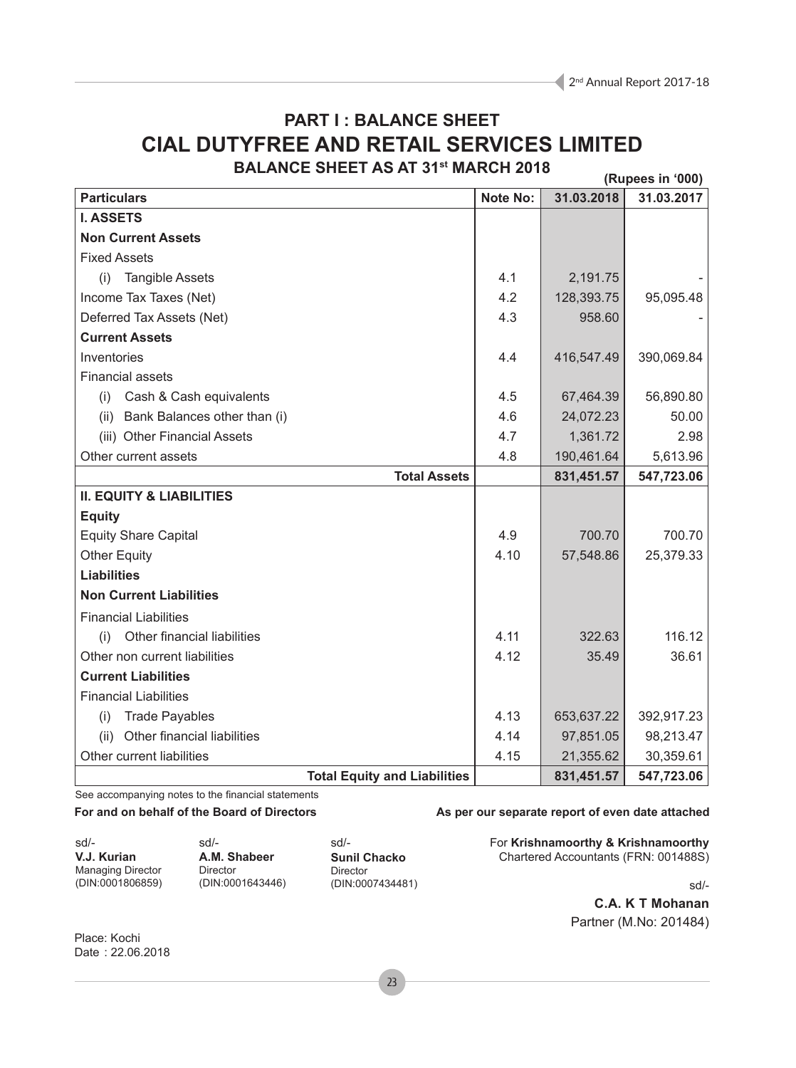# PART I : BALANCE SHEET

# CIAL DUTYFREE AND RETAIL SERVICES LIMITED

## BALANCE SHEET AS AT 31st MARCH 2018

**(Rupees in '000)**

| Particulars | Note No: | 31.03.2018 | 31.03.2017 |
|---|---|---|---|
| **I. ASSETS** | | | |
| **Non Current Assets** | | | |
| Fixed Assets | | | |
| (i) Tangible Assets | 4.1 | 2,191.75 | - |
| Income Tax Taxes (Net) | 4.2 | 128,393.75 | 95,095.48 |
| Deferred Tax Assets (Net) | 4.3 | 958.60 | - |
| **Current Assets** | | | |
| Inventories | 4.4 | 416,547.49 | 390,069.84 |
| Financial assets | | | |
| (i) Cash & Cash equivalents | 4.5 | 67,464.39 | 56,890.80 |
| (ii) Bank Balances other than (i) | 4.6 | 24,072.23 | 50.00 |
| (iii) Other Financial Assets | 4.7 | 1,361.72 | 2.98 |
| Other current assets | 4.8 | 190,461.64 | 5,613.96 |
| **Total Assets** | | **831,451.57** | **547,723.06** |
| **II. EQUITY & LIABILITIES** | | | |
| **Equity** | | | |
| Equity Share Capital | 4.9 | 700.70 | 700.70 |
| Other Equity | 4.10 | 57,548.86 | 25,379.33 |
| **Liabilities** | | | |
| **Non Current Liabilities** | | | |
| Financial Liabilities | | | |
| (i) Other financial liabilities | 4.11 | 322.63 | 116.12 |
| Other non current liabilities | 4.12 | 35.49 | 36.61 |
| **Current Liabilities** | | | |
| Financial Liabilities | | | |
| (i) Trade Payables | 4.13 | 653,637.22 | 392,917.23 |
| (ii) Other financial liabilities | 4.14 | 97,851.05 | 98,213.47 |
| Other current liabilities | 4.15 | 21,355.62 | 30,359.61 |
| **Total Equity and Liabilities** | | **831,451.57** | **547,723.06** |

See accompanying notes to the financial statements

**For and on behalf of the Board of Directors**

sd/-
**V.J. Kurian**
Managing Director
(DIN:0001806859)

sd/-
**A.M. Shabeer**
Director
(DIN:0001643446)

sd/-
**Sunil Chacko**
Director
(DIN:0007434481)

**As per our separate report of even date attached**

For **Krishnamoorthy & Krishnamoorthy**
Chartered Accountants (FRN: 001488S)

sd/-
**C.A. K T Mohanan**
Partner (M.No: 201484)

Place: Kochi
Date : 22.06.2018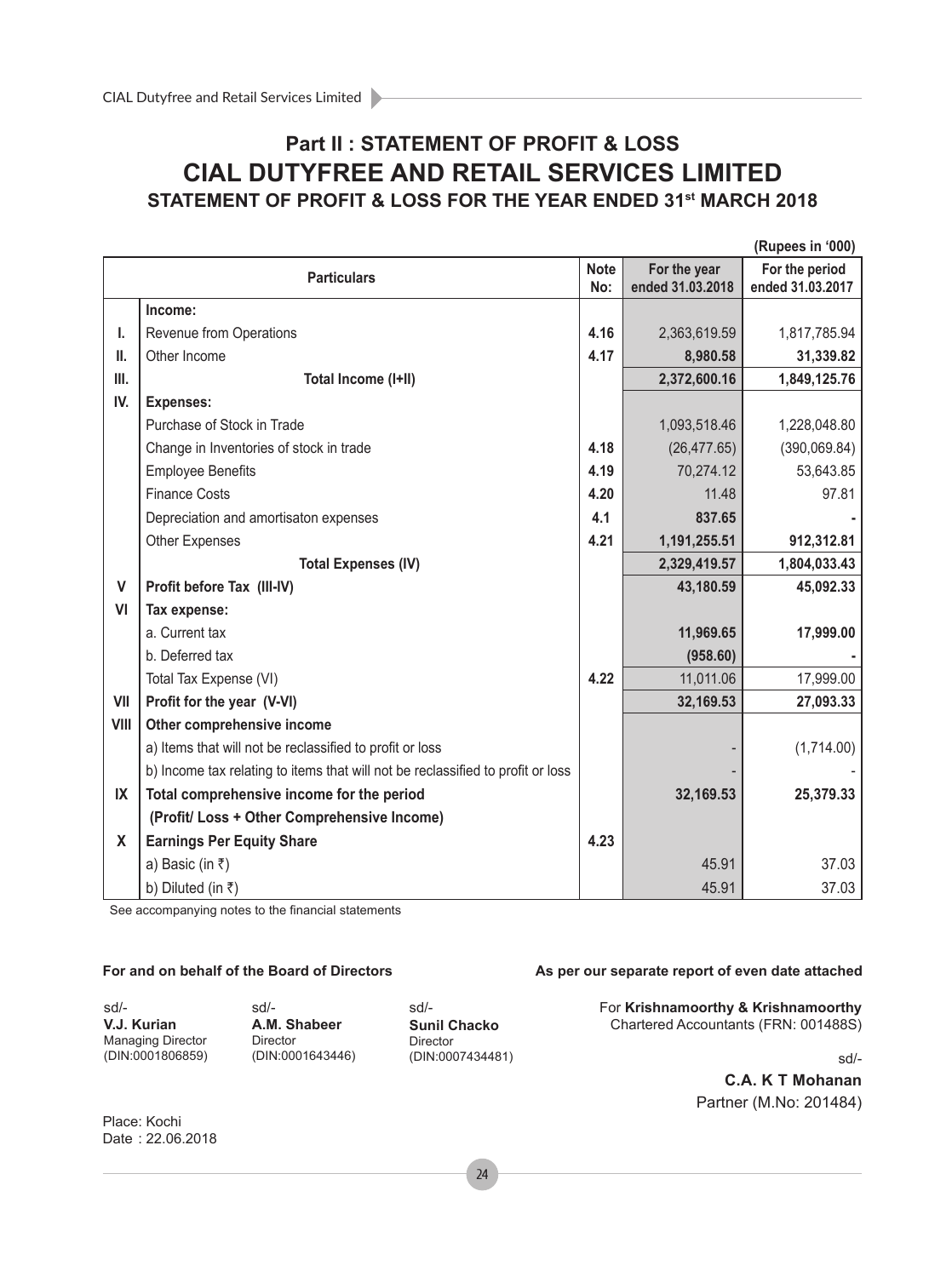# Part II : STATEMENT OF PROFIT & LOSS

# CIAL DUTYFREE AND RETAIL SERVICES LIMITED

## STATEMENT OF PROFIT & LOSS FOR THE YEAR ENDED 31st MARCH 2018

(Rupees in '000)

| | Particulars | Note No: | For the year ended 31.03.2018 | For the period ended 31.03.2017 |
|---|---|---|---|---|
| | **Income:** | | | |
| I. | Revenue from Operations | **4.16** | 2,363,619.59 | 1,817,785.94 |
| II. | Other Income | **4.17** | **8,980.58** | **31,339.82** |
| III. | **Total Income (I+II)** | | **2,372,600.16** | **1,849,125.76** |
| IV. | **Expenses:** | | | |
| | Purchase of Stock in Trade | | 1,093,518.46 | 1,228,048.80 |
| | Change in Inventories of stock in trade | **4.18** | (26,477.65) | (390,069.84) |
| | Employee Benefits | **4.19** | 70,274.12 | 53,643.85 |
| | Finance Costs | **4.20** | 11.48 | 97.81 |
| | Depreciation and amortisaton expenses | **4.1** | **837.65** | **-** |
| | Other Expenses | **4.21** | **1,191,255.51** | **912,312.81** |
| | **Total Expenses (IV)** | | **2,329,419.57** | **1,804,033.43** |
| V | **Profit before Tax (III-IV)** | | **43,180.59** | **45,092.33** |
| VI | **Tax expense:** | | | |
| | a. Current tax | | **11,969.65** | **17,999.00** |
| | b. Deferred tax | | **(958.60)** | **-** |
| | Total Tax Expense (VI) | **4.22** | 11,011.06 | 17,999.00 |
| VII | **Profit for the year (V-VI)** | | **32,169.53** | **27,093.33** |
| VIII | **Other comprehensive income** | | | |
| | a) Items that will not be reclassified to profit or loss | | - | (1,714.00) |
| | b) Income tax relating to items that will not be reclassified to profit or loss | | - | - |
| IX | **Total comprehensive income for the period (Profit/ Loss + Other Comprehensive Income)** | | **32,169.53** | **25,379.33** |
| X | **Earnings Per Equity Share** | **4.23** | | |
| | a) Basic (in ₹) | | 45.91 | 37.03 |
| | b) Diluted (in ₹) | | 45.91 | 37.03 |

See accompanying notes to the financial statements

**For and on behalf of the Board of Directors**

sd/-
**V.J. Kurian**
Managing Director
(DIN:0001806859)

sd/-
**A.M. Shabeer**
Director
(DIN:0001643446)

sd/-
**Sunil Chacko**
Director
(DIN:0007434481)

**As per our separate report of even date attached**

For **Krishnamoorthy & Krishnamoorthy**
Chartered Accountants (FRN: 001488S)

sd/-
**C.A. K T Mohanan**
Partner (M.No: 201484)

Place: Kochi
Date : 22.06.2018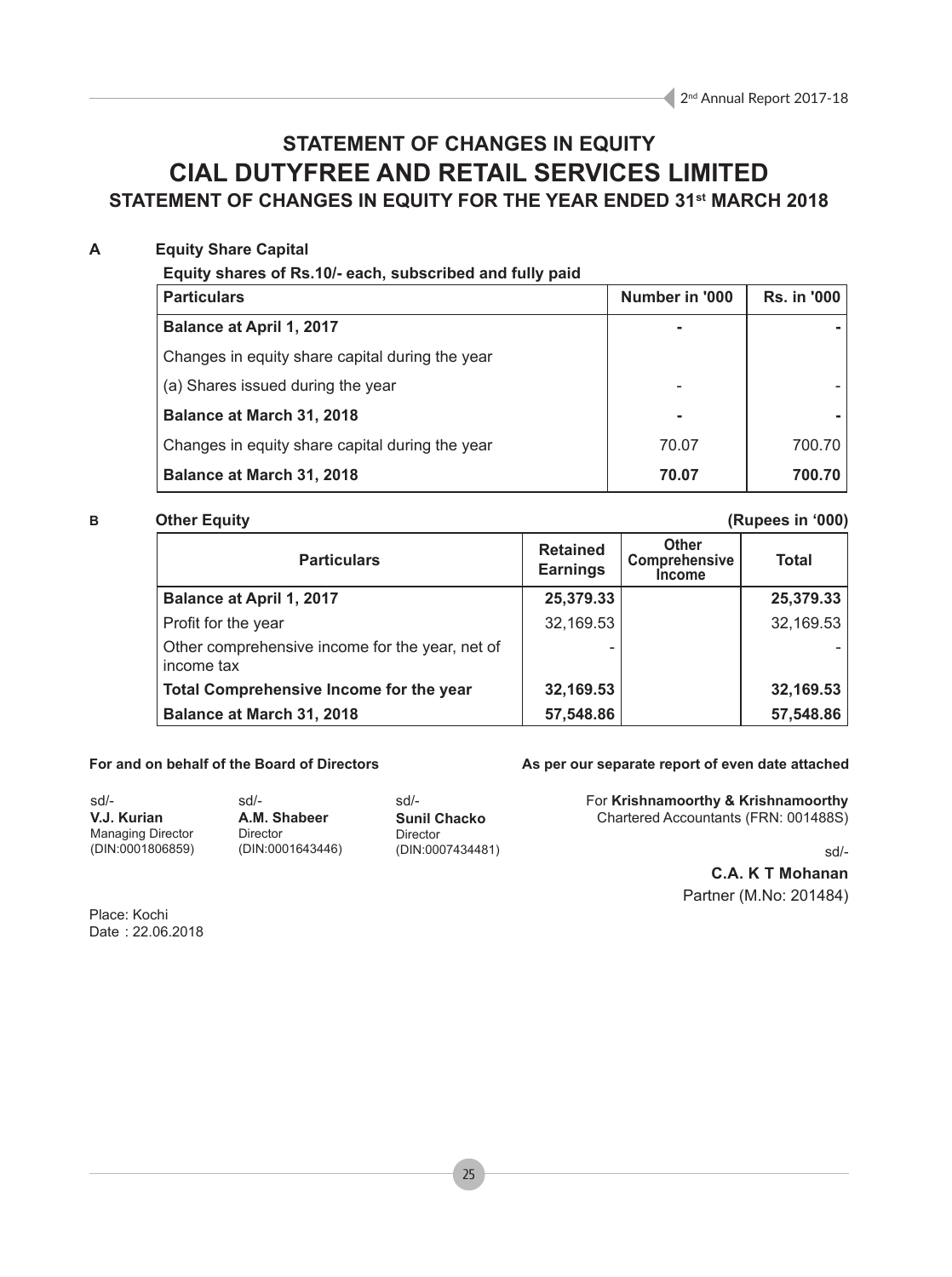# STATEMENT OF CHANGES IN EQUITY

# CIAL DUTYFREE AND RETAIL SERVICES LIMITED

## STATEMENT OF CHANGES IN EQUITY FOR THE YEAR ENDED 31st MARCH 2018

**A Equity Share Capital**

**Equity shares of Rs.10/- each, subscribed and fully paid**

| Particulars | Number in '000 | Rs. in '000 |
|---|---|---|
| **Balance at April 1, 2017** | **-** | **-** |
| Changes in equity share capital during the year | | |
| (a) Shares issued during the year | - | - |
| **Balance at March 31, 2018** | **-** | **-** |
| Changes in equity share capital during the year | 70.07 | 700.70 |
| **Balance at March 31, 2018** | **70.07** | **700.70** |

**B Other Equity** **(Rupees in '000)**

| Particulars | Retained Earnings | Other Comprehensive Income | Total |
|---|---|---|---|
| **Balance at April 1, 2017** | **25,379.33** | | **25,379.33** |
| Profit for the year | 32,169.53 | | 32,169.53 |
| Other comprehensive income for the year, net of income tax | - | | - |
| **Total Comprehensive Income for the year** | **32,169.53** | | **32,169.53** |
| **Balance at March 31, 2018** | **57,548.86** | | **57,548.86** |

**For and on behalf of the Board of Directors**

sd/-
**V.J. Kurian**
Managing Director
(DIN:0001806859)

sd/-
**A.M. Shabeer**
Director
(DIN:0001643446)

sd/-
**Sunil Chacko**
Director
(DIN:0007434481)

**As per our separate report of even date attached**

For **Krishnamoorthy & Krishnamoorthy**
Chartered Accountants (FRN: 001488S)

sd/-
**C.A. K T Mohanan**
Partner (M.No: 201484)

Place: Kochi
Date : 22.06.2018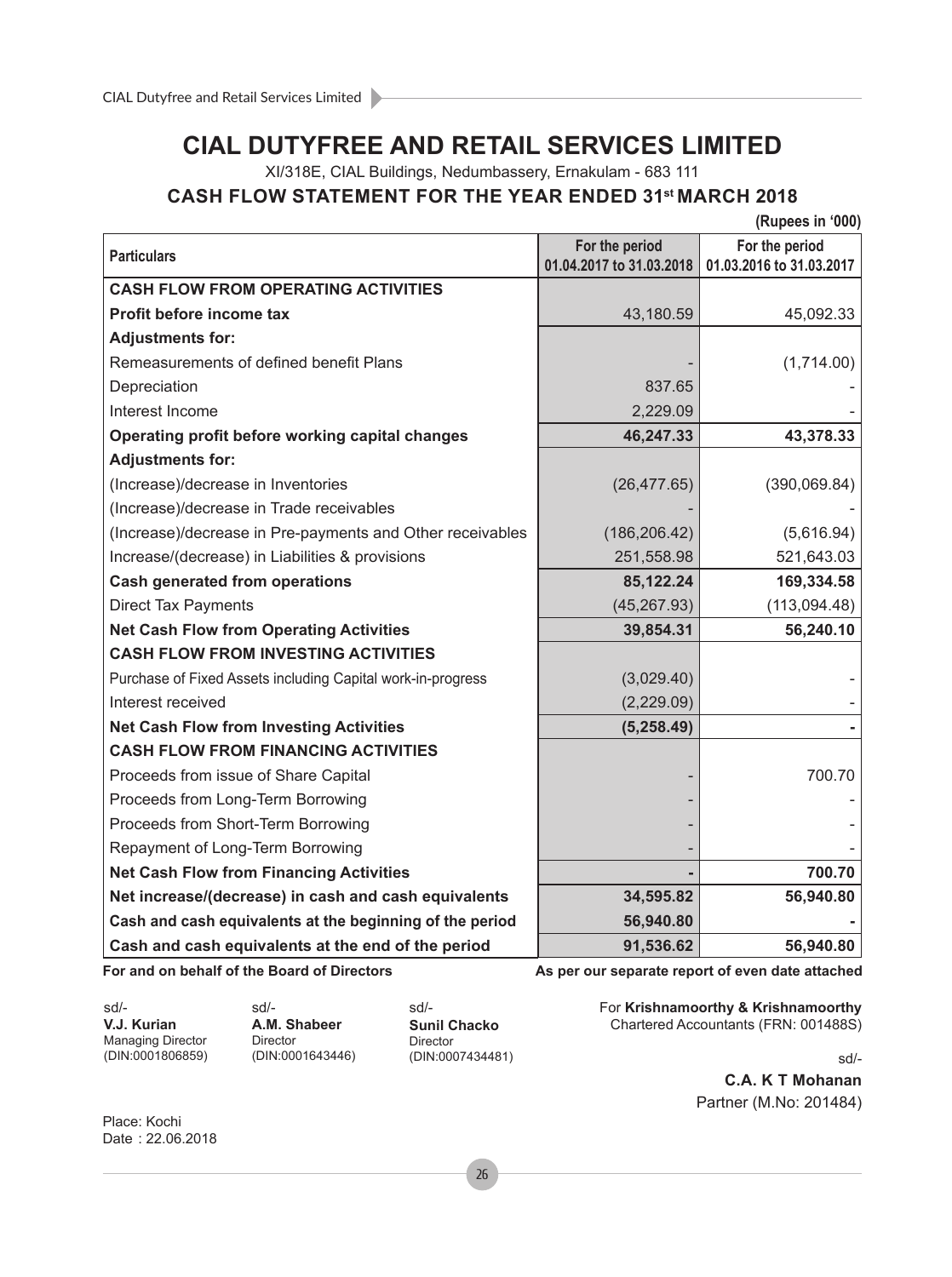# CIAL DUTYFREE AND RETAIL SERVICES LIMITED

XI/318E, CIAL Buildings, Nedumbassery, Ernakulam - 683 111

## CASH FLOW STATEMENT FOR THE YEAR ENDED 31st MARCH 2018

**(Rupees in '000)**

| Particulars | For the period 01.04.2017 to 31.03.2018 | For the period 01.03.2016 to 31.03.2017 |
|---|---|---|
| **CASH FLOW FROM OPERATING ACTIVITIES** | | |
| **Profit before income tax** | 43,180.59 | 45,092.33 |
| **Adjustments for:** | | |
| Remeasurements of defined benefit Plans | - | (1,714.00) |
| Depreciation | 837.65 | - |
| Interest Income | 2,229.09 | - |
| **Operating profit before working capital changes** | **46,247.33** | **43,378.33** |
| **Adjustments for:** | | |
| (Increase)/decrease in Inventories | (26,477.65) | (390,069.84) |
| (Increase)/decrease in Trade receivables | - | - |
| (Increase)/decrease in Pre-payments and Other receivables | (186,206.42) | (5,616.94) |
| Increase/(decrease) in Liabilities & provisions | 251,558.98 | 521,643.03 |
| **Cash generated from operations** | **85,122.24** | **169,334.58** |
| Direct Tax Payments | (45,267.93) | (113,094.48) |
| **Net Cash Flow from Operating Activities** | **39,854.31** | **56,240.10** |
| **CASH FLOW FROM INVESTING ACTIVITIES** | | |
| Purchase of Fixed Assets including Capital work-in-progress | (3,029.40) | - |
| Interest received | (2,229.09) | - |
| **Net Cash Flow from Investing Activities** | **(5,258.49)** | **-** |
| **CASH FLOW FROM FINANCING ACTIVITIES** | | |
| Proceeds from issue of Share Capital | - | 700.70 |
| Proceeds from Long-Term Borrowing | - | - |
| Proceeds from Short-Term Borrowing | - | - |
| Repayment of Long-Term Borrowing | - | - |
| **Net Cash Flow from Financing Activities** | **-** | **700.70** |
| **Net increase/(decrease) in cash and cash equivalents** | **34,595.82** | **56,940.80** |
| **Cash and cash equivalents at the beginning of the period** | **56,940.80** | **-** |
| **Cash and cash equivalents at the end of the period** | **91,536.62** | **56,940.80** |

**For and on behalf of the Board of Directors**

sd/-
**V.J. Kurian**
Managing Director
(DIN:0001806859)

sd/-
**A.M. Shabeer**
Director
(DIN:0001643446)

sd/-
**Sunil Chacko**
Director
(DIN:0007434481)

**As per our separate report of even date attached**

For **Krishnamoorthy & Krishnamoorthy**
Chartered Accountants (FRN: 001488S)

sd/-
**C.A. K T Mohanan**
Partner (M.No: 201484)

Place: Kochi
Date : 22.06.2018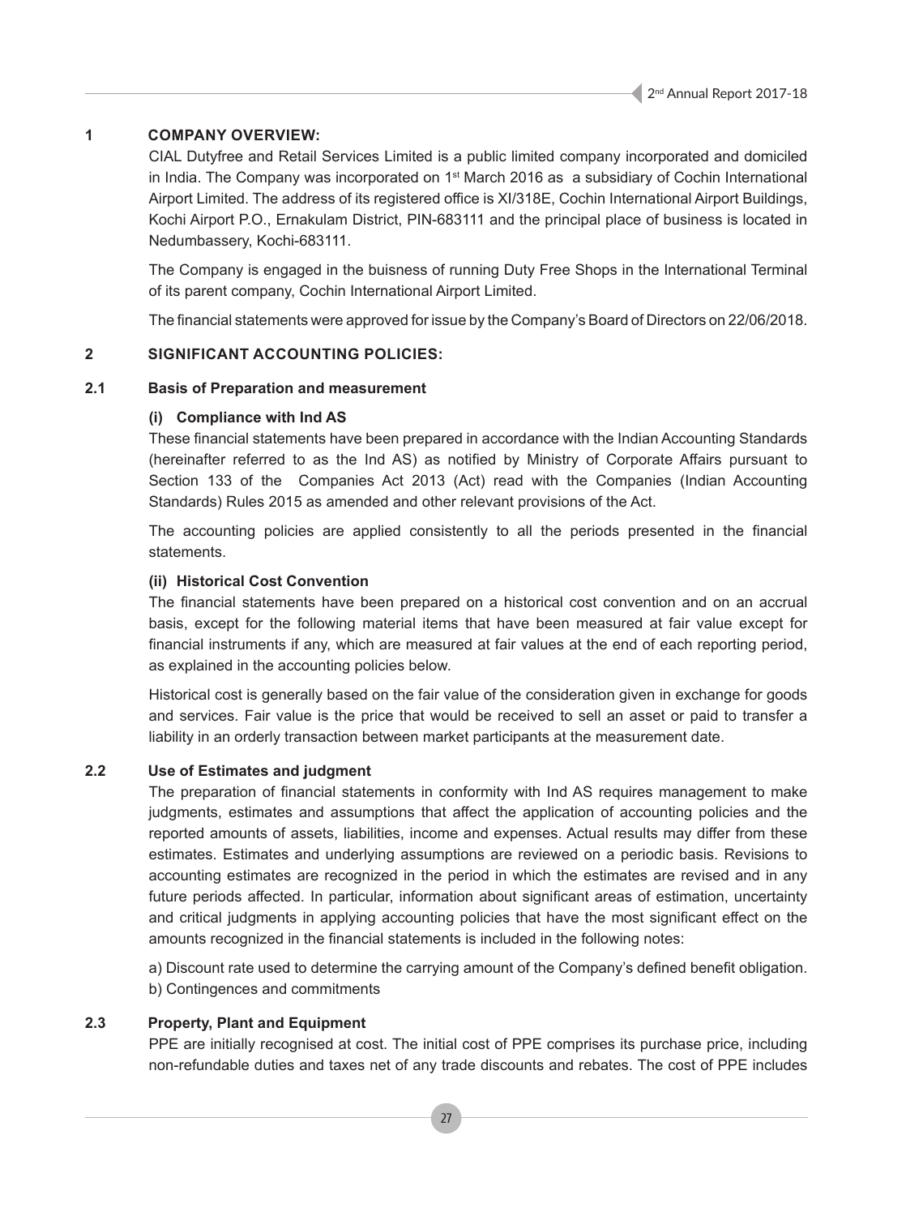## 1 COMPANY OVERVIEW:

CIAL Dutyfree and Retail Services Limited is a public limited company incorporated and domiciled in India. The Company was incorporated on 1st March 2016 as a subsidiary of Cochin International Airport Limited. The address of its registered office is XI/318E, Cochin International Airport Buildings, Kochi Airport P.O., Ernakulam District, PIN-683111 and the principal place of business is located in Nedumbassery, Kochi-683111.

The Company is engaged in the buisness of running Duty Free Shops in the International Terminal of its parent company, Cochin International Airport Limited.

The financial statements were approved for issue by the Company's Board of Directors on 22/06/2018.

## 2 SIGNIFICANT ACCOUNTING POLICIES:

### 2.1 Basis of Preparation and measurement

**(i) Compliance with Ind AS**

These financial statements have been prepared in accordance with the Indian Accounting Standards (hereinafter referred to as the Ind AS) as notified by Ministry of Corporate Affairs pursuant to Section 133 of the Companies Act 2013 (Act) read with the Companies (Indian Accounting Standards) Rules 2015 as amended and other relevant provisions of the Act.

The accounting policies are applied consistently to all the periods presented in the financial statements.

**(ii) Historical Cost Convention**

The financial statements have been prepared on a historical cost convention and on an accrual basis, except for the following material items that have been measured at fair value except for financial instruments if any, which are measured at fair values at the end of each reporting period, as explained in the accounting policies below.

Historical cost is generally based on the fair value of the consideration given in exchange for goods and services. Fair value is the price that would be received to sell an asset or paid to transfer a liability in an orderly transaction between market participants at the measurement date.

### 2.2 Use of Estimates and judgment

The preparation of financial statements in conformity with Ind AS requires management to make judgments, estimates and assumptions that affect the application of accounting policies and the reported amounts of assets, liabilities, income and expenses. Actual results may differ from these estimates. Estimates and underlying assumptions are reviewed on a periodic basis. Revisions to accounting estimates are recognized in the period in which the estimates are revised and in any future periods affected. In particular, information about significant areas of estimation, uncertainty and critical judgments in applying accounting policies that have the most significant effect on the amounts recognized in the financial statements is included in the following notes:

a) Discount rate used to determine the carrying amount of the Company's defined benefit obligation.
b) Contingences and commitments

### 2.3 Property, Plant and Equipment

PPE are initially recognised at cost. The initial cost of PPE comprises its purchase price, including non-refundable duties and taxes net of any trade discounts and rebates. The cost of PPE includes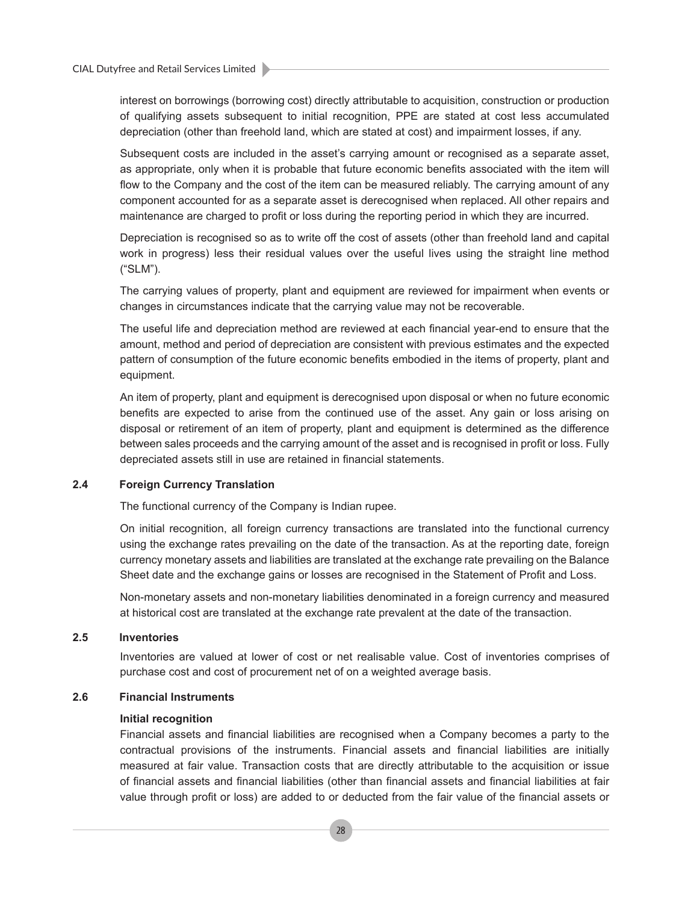interest on borrowings (borrowing cost) directly attributable to acquisition, construction or production of qualifying assets subsequent to initial recognition, PPE are stated at cost less accumulated depreciation (other than freehold land, which are stated at cost) and impairment losses, if any.

Subsequent costs are included in the asset's carrying amount or recognised as a separate asset, as appropriate, only when it is probable that future economic benefits associated with the item will flow to the Company and the cost of the item can be measured reliably. The carrying amount of any component accounted for as a separate asset is derecognised when replaced. All other repairs and maintenance are charged to profit or loss during the reporting period in which they are incurred.

Depreciation is recognised so as to write off the cost of assets (other than freehold land and capital work in progress) less their residual values over the useful lives using the straight line method ("SLM").

The carrying values of property, plant and equipment are reviewed for impairment when events or changes in circumstances indicate that the carrying value may not be recoverable.

The useful life and depreciation method are reviewed at each financial year-end to ensure that the amount, method and period of depreciation are consistent with previous estimates and the expected pattern of consumption of the future economic benefits embodied in the items of property, plant and equipment.

An item of property, plant and equipment is derecognised upon disposal or when no future economic benefits are expected to arise from the continued use of the asset. Any gain or loss arising on disposal or retirement of an item of property, plant and equipment is determined as the difference between sales proceeds and the carrying amount of the asset and is recognised in profit or loss. Fully depreciated assets still in use are retained in financial statements.

### 2.4 Foreign Currency Translation

The functional currency of the Company is Indian rupee.

On initial recognition, all foreign currency transactions are translated into the functional currency using the exchange rates prevailing on the date of the transaction. As at the reporting date, foreign currency monetary assets and liabilities are translated at the exchange rate prevailing on the Balance Sheet date and the exchange gains or losses are recognised in the Statement of Profit and Loss.

Non-monetary assets and non-monetary liabilities denominated in a foreign currency and measured at historical cost are translated at the exchange rate prevalent at the date of the transaction.

### 2.5 Inventories

Inventories are valued at lower of cost or net realisable value. Cost of inventories comprises of purchase cost and cost of procurement net of on a weighted average basis.

### 2.6 Financial Instruments

**Initial recognition**

Financial assets and financial liabilities are recognised when a Company becomes a party to the contractual provisions of the instruments. Financial assets and financial liabilities are initially measured at fair value. Transaction costs that are directly attributable to the acquisition or issue of financial assets and financial liabilities (other than financial assets and financial liabilities at fair value through profit or loss) are added to or deducted from the fair value of the financial assets or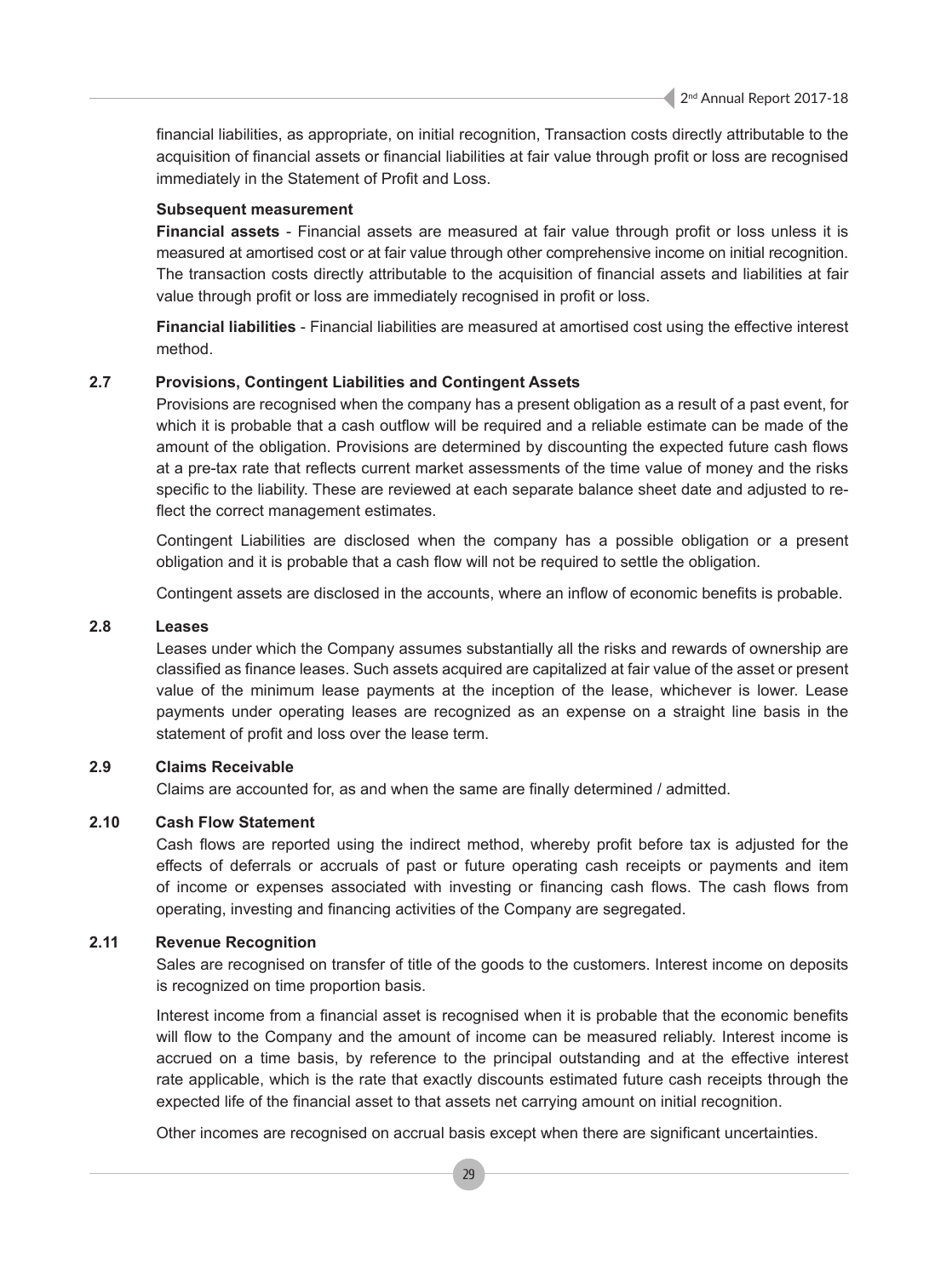financial liabilities, as appropriate, on initial recognition, Transaction costs directly attributable to the acquisition of financial assets or financial liabilities at fair value through profit or loss are recognised immediately in the Statement of Profit and Loss.

**Subsequent measurement**

**Financial assets** - Financial assets are measured at fair value through profit or loss unless it is measured at amortised cost or at fair value through other comprehensive income on initial recognition. The transaction costs directly attributable to the acquisition of financial assets and liabilities at fair value through profit or loss are immediately recognised in profit or loss.

**Financial liabilities** - Financial liabilities are measured at amortised cost using the effective interest method.

### 2.7 Provisions, Contingent Liabilities and Contingent Assets

Provisions are recognised when the company has a present obligation as a result of a past event, for which it is probable that a cash outflow will be required and a reliable estimate can be made of the amount of the obligation. Provisions are determined by discounting the expected future cash flows at a pre-tax rate that reflects current market assessments of the time value of money and the risks specific to the liability. These are reviewed at each separate balance sheet date and adjusted to re-flect the correct management estimates.

Contingent Liabilities are disclosed when the company has a possible obligation or a present obligation and it is probable that a cash flow will not be required to settle the obligation.

Contingent assets are disclosed in the accounts, where an inflow of economic benefits is probable.

### 2.8 Leases

Leases under which the Company assumes substantially all the risks and rewards of ownership are classified as finance leases. Such assets acquired are capitalized at fair value of the asset or present value of the minimum lease payments at the inception of the lease, whichever is lower. Lease payments under operating leases are recognized as an expense on a straight line basis in the statement of profit and loss over the lease term.

### 2.9 Claims Receivable

Claims are accounted for, as and when the same are finally determined / admitted.

### 2.10 Cash Flow Statement

Cash flows are reported using the indirect method, whereby profit before tax is adjusted for the effects of deferrals or accruals of past or future operating cash receipts or payments and item of income or expenses associated with investing or financing cash flows. The cash flows from operating, investing and financing activities of the Company are segregated.

### 2.11 Revenue Recognition

Sales are recognised on transfer of title of the goods to the customers. Interest income on deposits is recognized on time proportion basis.

Interest income from a financial asset is recognised when it is probable that the economic benefits will flow to the Company and the amount of income can be measured reliably. Interest income is accrued on a time basis, by reference to the principal outstanding and at the effective interest rate applicable, which is the rate that exactly discounts estimated future cash receipts through the expected life of the financial asset to that assets net carrying amount on initial recognition.

Other incomes are recognised on accrual basis except when there are significant uncertainties.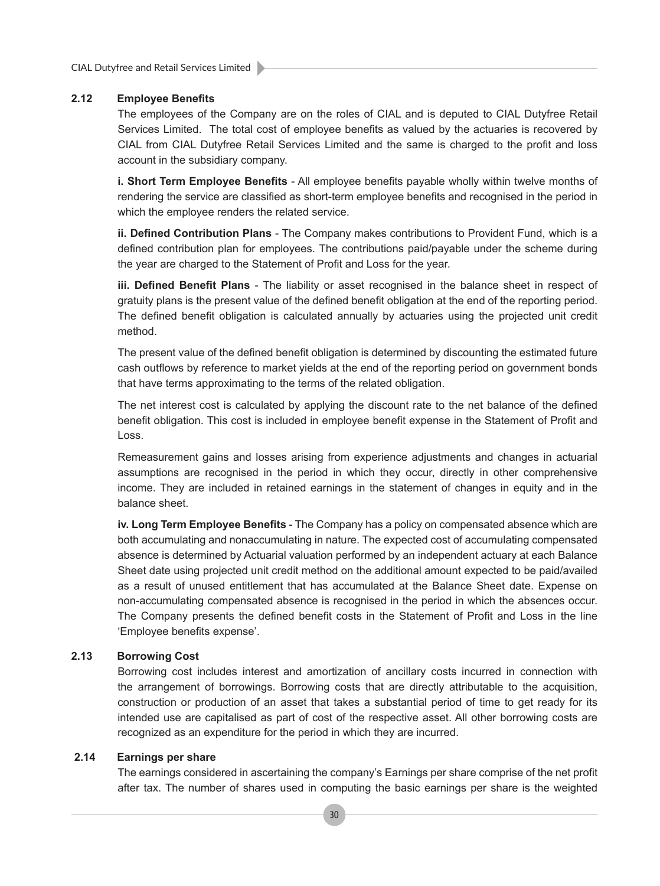### 2.12 Employee Benefits

The employees of the Company are on the roles of CIAL and is deputed to CIAL Dutyfree Retail Services Limited. The total cost of employee benefits as valued by the actuaries is recovered by CIAL from CIAL Dutyfree Retail Services Limited and the same is charged to the profit and loss account in the subsidiary company.

**i. Short Term Employee Benefits** - All employee benefits payable wholly within twelve months of rendering the service are classified as short-term employee benefits and recognised in the period in which the employee renders the related service.

**ii. Defined Contribution Plans** - The Company makes contributions to Provident Fund, which is a defined contribution plan for employees. The contributions paid/payable under the scheme during the year are charged to the Statement of Profit and Loss for the year.

**iii. Defined Benefit Plans** - The liability or asset recognised in the balance sheet in respect of gratuity plans is the present value of the defined benefit obligation at the end of the reporting period. The defined benefit obligation is calculated annually by actuaries using the projected unit credit method.

The present value of the defined benefit obligation is determined by discounting the estimated future cash outflows by reference to market yields at the end of the reporting period on government bonds that have terms approximating to the terms of the related obligation.

The net interest cost is calculated by applying the discount rate to the net balance of the defined benefit obligation. This cost is included in employee benefit expense in the Statement of Profit and Loss.

Remeasurement gains and losses arising from experience adjustments and changes in actuarial assumptions are recognised in the period in which they occur, directly in other comprehensive income. They are included in retained earnings in the statement of changes in equity and in the balance sheet.

**iv. Long Term Employee Benefits** - The Company has a policy on compensated absence which are both accumulating and nonaccumulating in nature. The expected cost of accumulating compensated absence is determined by Actuarial valuation performed by an independent actuary at each Balance Sheet date using projected unit credit method on the additional amount expected to be paid/availed as a result of unused entitlement that has accumulated at the Balance Sheet date. Expense on non-accumulating compensated absence is recognised in the period in which the absences occur. The Company presents the defined benefit costs in the Statement of Profit and Loss in the line 'Employee benefits expense'.

### 2.13 Borrowing Cost

Borrowing cost includes interest and amortization of ancillary costs incurred in connection with the arrangement of borrowings. Borrowing costs that are directly attributable to the acquisition, construction or production of an asset that takes a substantial period of time to get ready for its intended use are capitalised as part of cost of the respective asset. All other borrowing costs are recognized as an expenditure for the period in which they are incurred.

### 2.14 Earnings per share

The earnings considered in ascertaining the company's Earnings per share comprise of the net profit after tax. The number of shares used in computing the basic earnings per share is the weighted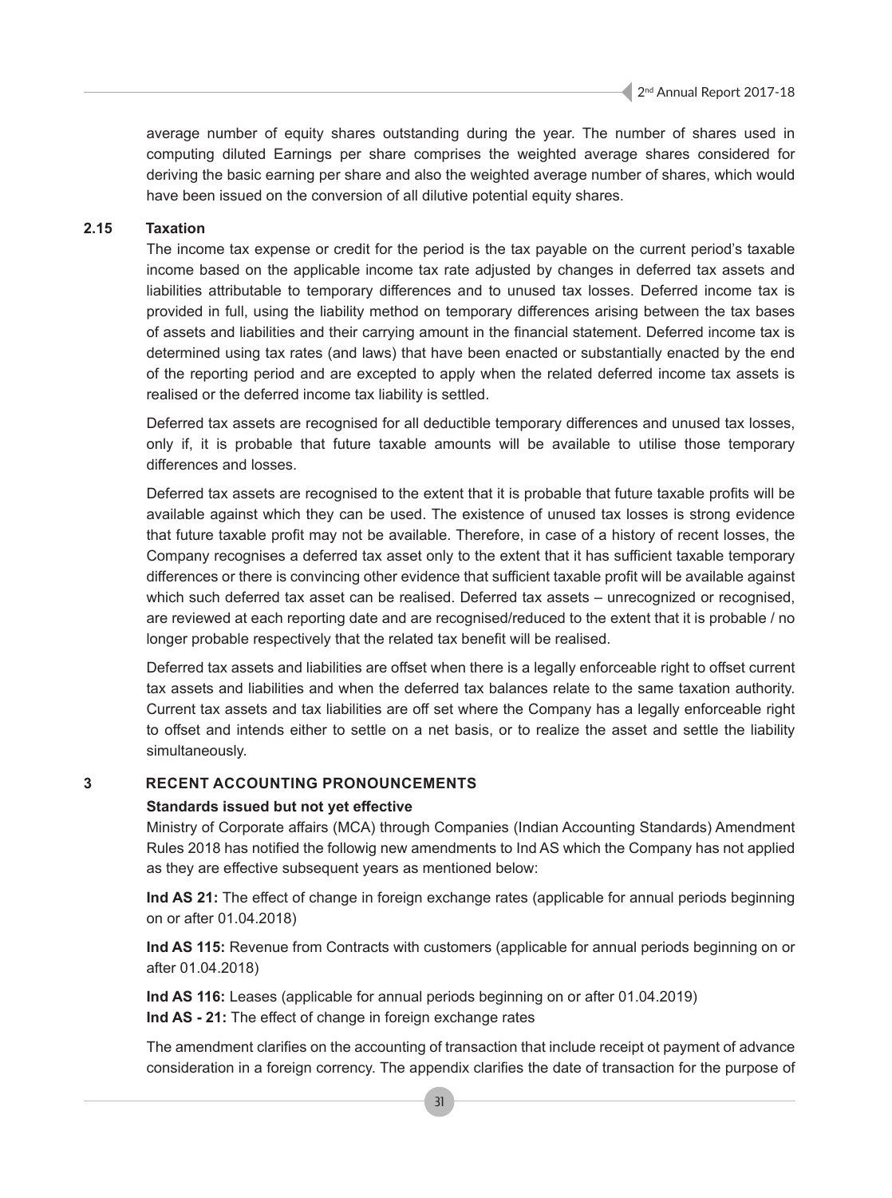average number of equity shares outstanding during the year. The number of shares used in computing diluted Earnings per share comprises the weighted average shares considered for deriving the basic earning per share and also the weighted average number of shares, which would have been issued on the conversion of all dilutive potential equity shares.

### 2.15 Taxation

The income tax expense or credit for the period is the tax payable on the current period's taxable income based on the applicable income tax rate adjusted by changes in deferred tax assets and liabilities attributable to temporary differences and to unused tax losses. Deferred income tax is provided in full, using the liability method on temporary differences arising between the tax bases of assets and liabilities and their carrying amount in the financial statement. Deferred income tax is determined using tax rates (and laws) that have been enacted or substantially enacted by the end of the reporting period and are excepted to apply when the related deferred income tax assets is realised or the deferred income tax liability is settled.

Deferred tax assets are recognised for all deductible temporary differences and unused tax losses, only if, it is probable that future taxable amounts will be available to utilise those temporary differences and losses.

Deferred tax assets are recognised to the extent that it is probable that future taxable profits will be available against which they can be used. The existence of unused tax losses is strong evidence that future taxable profit may not be available. Therefore, in case of a history of recent losses, the Company recognises a deferred tax asset only to the extent that it has sufficient taxable temporary differences or there is convincing other evidence that sufficient taxable profit will be available against which such deferred tax asset can be realised. Deferred tax assets – unrecognized or recognised, are reviewed at each reporting date and are recognised/reduced to the extent that it is probable / no longer probable respectively that the related tax benefit will be realised.

Deferred tax assets and liabilities are offset when there is a legally enforceable right to offset current tax assets and liabilities and when the deferred tax balances relate to the same taxation authority. Current tax assets and tax liabilities are off set where the Company has a legally enforceable right to offset and intends either to settle on a net basis, or to realize the asset and settle the liability simultaneously.

## 3 RECENT ACCOUNTING PRONOUNCEMENTS

**Standards issued but not yet effective**

Ministry of Corporate affairs (MCA) through Companies (Indian Accounting Standards) Amendment Rules 2018 has notified the followig new amendments to Ind AS which the Company has not applied as they are effective subsequent years as mentioned below:

**Ind AS 21:** The effect of change in foreign exchange rates (applicable for annual periods beginning on or after 01.04.2018)

**Ind AS 115:** Revenue from Contracts with customers (applicable for annual periods beginning on or after 01.04.2018)

**Ind AS 116:** Leases (applicable for annual periods beginning on or after 01.04.2019)
**Ind AS - 21:** The effect of change in foreign exchange rates

The amendment clarifies on the accounting of transaction that include receipt ot payment of advance consideration in a foreign corrency. The appendix clarifies the date of transaction for the purpose of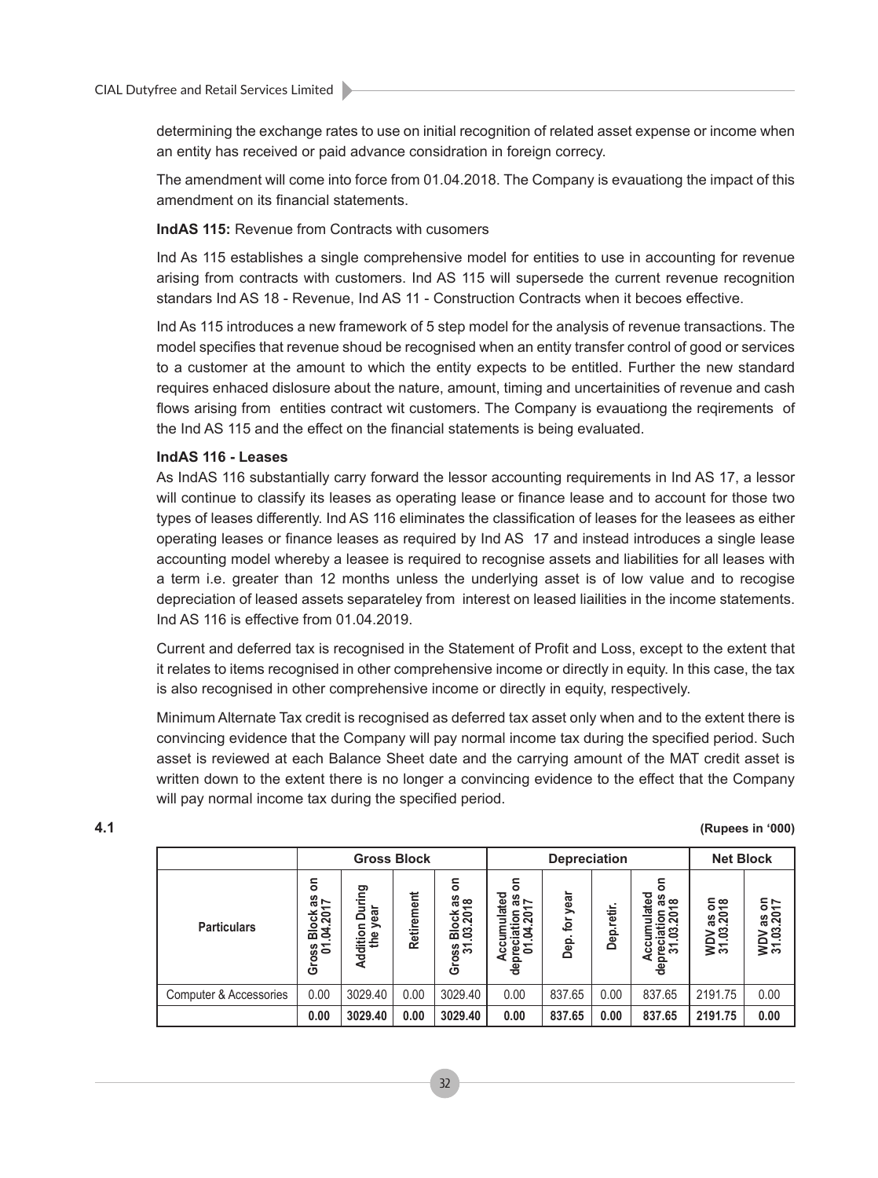determining the exchange rates to use on initial recognition of related asset expense or income when an entity has received or paid advance considration in foreign correcy.

The amendment will come into force from 01.04.2018. The Company is evauationg the impact of this amendment on its financial statements.

**IndAS 115:** Revenue from Contracts with cusomers

Ind As 115 establishes a single comprehensive model for entities to use in accounting for revenue arising from contracts with customers. Ind AS 115 will supersede the current revenue recognition standars Ind AS 18 - Revenue, Ind AS 11 - Construction Contracts when it becoes effective.

Ind As 115 introduces a new framework of 5 step model for the analysis of revenue transactions. The model specifies that revenue shoud be recognised when an entity transfer control of good or services to a customer at the amount to which the entity expects to be entitled. Further the new standard requires enhaced dislosure about the nature, amount, timing and uncertainities of revenue and cash flows arising from entities contract wit customers. The Company is evauationg the reqirements of the Ind AS 115 and the effect on the financial statements is being evaluated.

**IndAS 116 - Leases**

As IndAS 116 substantially carry forward the lessor accounting requirements in Ind AS 17, a lessor will continue to classify its leases as operating lease or finance lease and to account for those two types of leases differently. Ind AS 116 eliminates the classification of leases for the leasees as either operating leases or finance leases as required by Ind AS 17 and instead introduces a single lease accounting model whereby a leasee is required to recognise assets and liabilities for all leases with a term i.e. greater than 12 months unless the underlying asset is of low value and to recogise depreciation of leased assets separateley from interest on leased liailities in the income statements. Ind AS 116 is effective from 01.04.2019.

Current and deferred tax is recognised in the Statement of Profit and Loss, except to the extent that it relates to items recognised in other comprehensive income or directly in equity. In this case, the tax is also recognised in other comprehensive income or directly in equity, respectively.

Minimum Alternate Tax credit is recognised as deferred tax asset only when and to the extent there is convincing evidence that the Company will pay normal income tax during the specified period. Such asset is reviewed at each Balance Sheet date and the carrying amount of the MAT credit asset is written down to the extent there is no longer a convincing evidence to the effect that the Company will pay normal income tax during the specified period.

**4.1** **(Rupees in '000)**

| | Gross Block | | | | Depreciation | | | | Net Block | |
|---|---|---|---|---|---|---|---|---|---|---|
| Particulars | Gross Block as on 01.04.2017 | Addition During the year | Retirement | Gross Block as on 31.03.2018 | Accumulated depreciation as on 01.04.2017 | Dep. for year | Dep.retir. | Accumulated depreciation as on 31.03.2018 | WDV as on 31.03.2018 | WDV as on 31.03.2017 |
| Computer & Accessories | 0.00 | 3029.40 | 0.00 | 3029.40 | 0.00 | 837.65 | 0.00 | 837.65 | 2191.75 | 0.00 |
| | **0.00** | **3029.40** | **0.00** | **3029.40** | **0.00** | **837.65** | **0.00** | **837.65** | **2191.75** | **0.00** |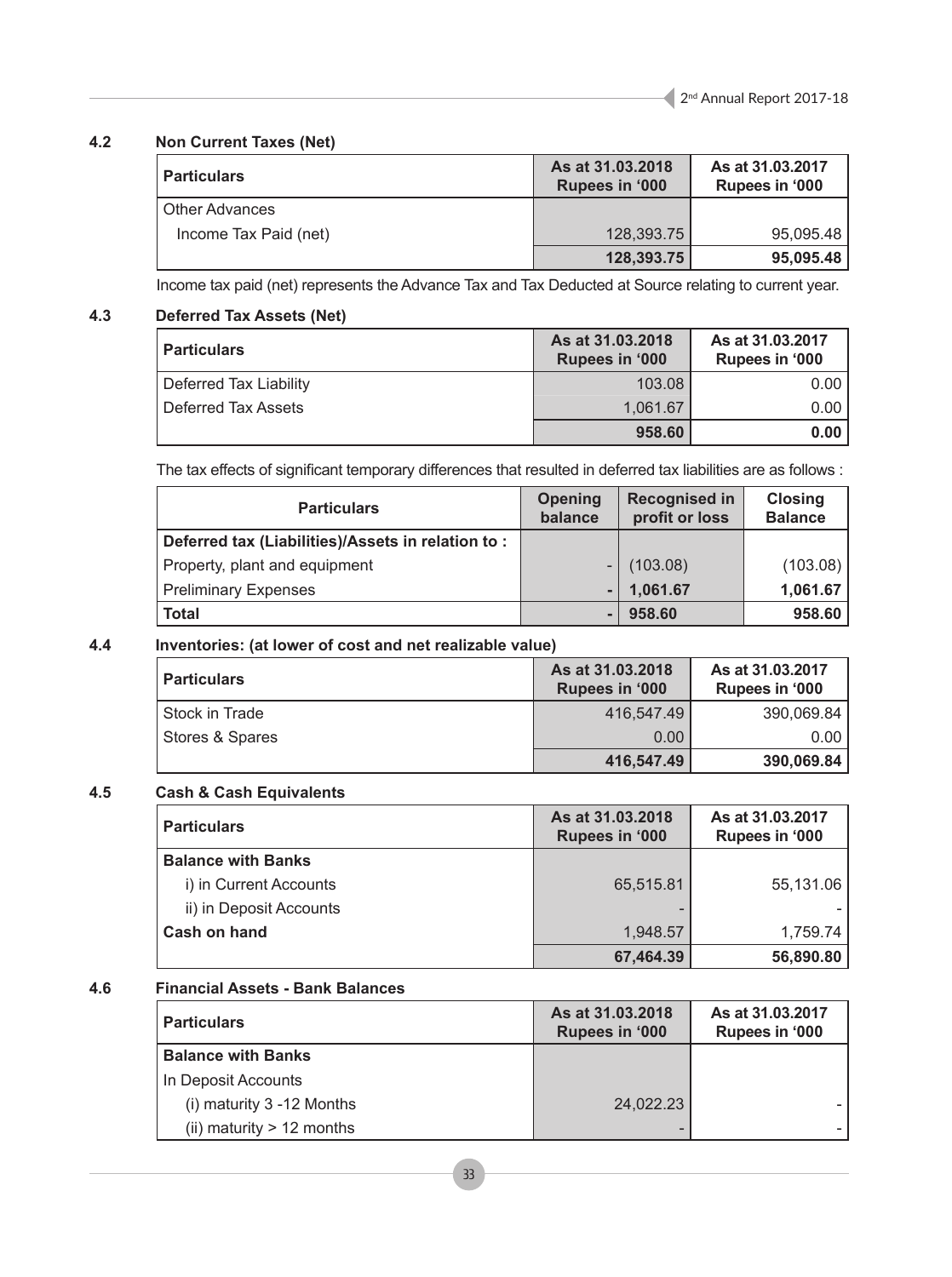### 4.2 Non Current Taxes (Net)

| Particulars | As at 31.03.2018 Rupees in '000 | As at 31.03.2017 Rupees in '000 |
|---|---|---|
| Other Advances | | |
| Income Tax Paid (net) | 128,393.75 | 95,095.48 |
| | **128,393.75** | **95,095.48** |

Income tax paid (net) represents the Advance Tax and Tax Deducted at Source relating to current year.

### 4.3 Deferred Tax Assets (Net)

| Particulars | As at 31.03.2018 Rupees in '000 | As at 31.03.2017 Rupees in '000 |
|---|---|---|
| Deferred Tax Liability | 103.08 | 0.00 |
| Deferred Tax Assets | 1,061.67 | 0.00 |
| | **958.60** | **0.00** |

The tax effects of significant temporary differences that resulted in deferred tax liabilities are as follows :

| Particulars | Opening balance | Recognised in profit or loss | Closing Balance |
|---|---|---|---|
| **Deferred tax (Liabilities)/Assets in relation to :** | | | |
| Property, plant and equipment | - | (103.08) | (103.08) |
| Preliminary Expenses | - | **1,061.67** | **1,061.67** |
| **Total** | - | **958.60** | **958.60** |

### 4.4 Inventories: (at lower of cost and net realizable value)

| Particulars | As at 31.03.2018 Rupees in '000 | As at 31.03.2017 Rupees in '000 |
|---|---|---|
| Stock in Trade | 416,547.49 | 390,069.84 |
| Stores & Spares | 0.00 | 0.00 |
| | **416,547.49** | **390,069.84** |

### 4.5 Cash & Cash Equivalents

| Particulars | As at 31.03.2018 Rupees in '000 | As at 31.03.2017 Rupees in '000 |
|---|---|---|
| **Balance with Banks** | | |
| i) in Current Accounts | 65,515.81 | 55,131.06 |
| ii) in Deposit Accounts | - | - |
| **Cash on hand** | 1,948.57 | 1,759.74 |
| | **67,464.39** | **56,890.80** |

### 4.6 Financial Assets - Bank Balances

| Particulars | As at 31.03.2018 Rupees in '000 | As at 31.03.2017 Rupees in '000 |
|---|---|---|
| **Balance with Banks** | | |
| In Deposit Accounts | | |
| (i) maturity 3 -12 Months | 24,022.23 | - |
| (ii) maturity > 12 months | - | - |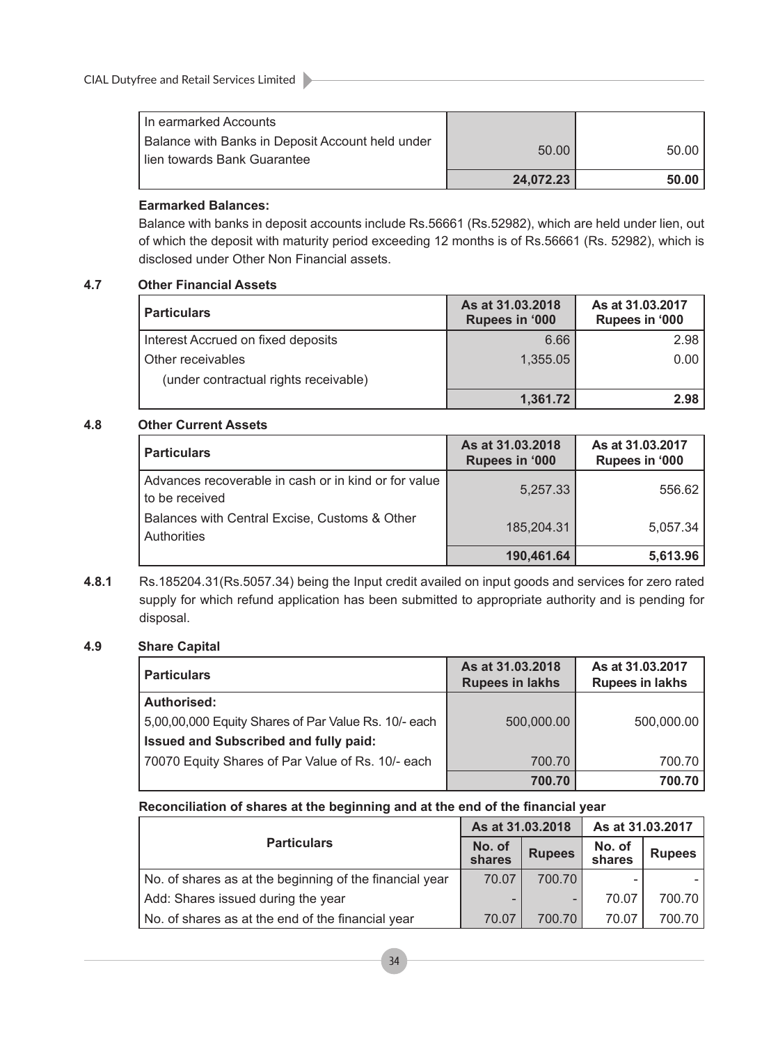| | | |
|---|---|---|
| In earmarked Accounts | | |
| Balance with Banks in Deposit Account held under lien towards Bank Guarantee | 50.00 | 50.00 |
| | **24,072.23** | **50.00** |

**Earmarked Balances:**

Balance with banks in deposit accounts include Rs.56661 (Rs.52982), which are held under lien, out of which the deposit with maturity period exceeding 12 months is of Rs.56661 (Rs. 52982), which is disclosed under Other Non Financial assets.

### 4.7 Other Financial Assets

| Particulars | As at 31.03.2018 Rupees in '000 | As at 31.03.2017 Rupees in '000 |
|---|---|---|
| Interest Accrued on fixed deposits | 6.66 | 2.98 |
| Other receivables (under contractual rights receivable) | 1,355.05 | 0.00 |
| | **1,361.72** | **2.98** |

### 4.8 Other Current Assets

| Particulars | As at 31.03.2018 Rupees in '000 | As at 31.03.2017 Rupees in '000 |
|---|---|---|
| Advances recoverable in cash or in kind or for value to be received | 5,257.33 | 556.62 |
| Balances with Central Excise, Customs & Other Authorities | 185,204.31 | 5,057.34 |
| | **190,461.64** | **5,613.96** |

**4.8.1** Rs.185204.31(Rs.5057.34) being the Input credit availed on input goods and services for zero rated supply for which refund application has been submitted to appropriate authority and is pending for disposal.

### 4.9 Share Capital

| Particulars | As at 31.03.2018 Rupees in lakhs | As at 31.03.2017 Rupees in lakhs |
|---|---|---|
| **Authorised:** | | |
| 5,00,00,000 Equity Shares of Par Value Rs. 10/- each | 500,000.00 | 500,000.00 |
| **Issued and Subscribed and fully paid:** | | |
| 70070 Equity Shares of Par Value of Rs. 10/- each | 700.70 | 700.70 |
| | **700.70** | **700.70** |

**Reconciliation of shares at the beginning and at the end of the financial year**

| Particulars | As at 31.03.2018 | | As at 31.03.2017 | |
|---|---|---|---|---|
| | No. of shares | Rupees | No. of shares | Rupees |
| No. of shares as at the beginning of the financial year | 70.07 | 700.70 | - | - |
| Add: Shares issued during the year | - | - | 70.07 | 700.70 |
| No. of shares as at the end of the financial year | 70.07 | 700.70 | 70.07 | 700.70 |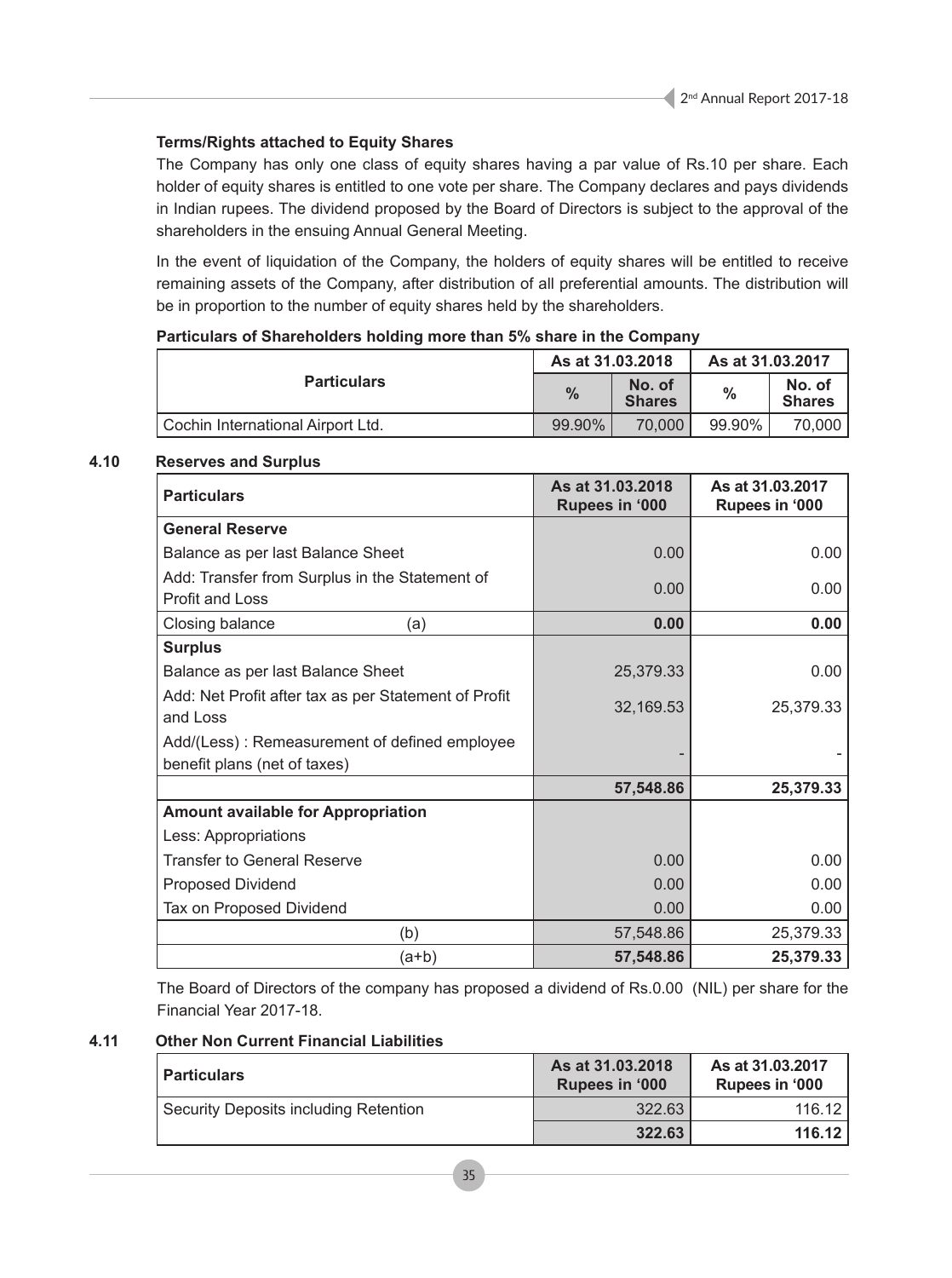**Terms/Rights attached to Equity Shares**

The Company has only one class of equity shares having a par value of Rs.10 per share. Each holder of equity shares is entitled to one vote per share. The Company declares and pays dividends in Indian rupees. The dividend proposed by the Board of Directors is subject to the approval of the shareholders in the ensuing Annual General Meeting.

In the event of liquidation of the Company, the holders of equity shares will be entitled to receive remaining assets of the Company, after distribution of all preferential amounts. The distribution will be in proportion to the number of equity shares held by the shareholders.

**Particulars of Shareholders holding more than 5% share in the Company**

| Particulars | As at 31.03.2018 | | As at 31.03.2017 | |
|---|---|---|---|---|
| | % | No. of Shares | % | No. of Shares |
| Cochin International Airport Ltd. | 99.90% | 70,000 | 99.90% | 70,000 |

### 4.10 Reserves and Surplus

| Particulars | As at 31.03.2018 Rupees in '000 | As at 31.03.2017 Rupees in '000 |
|---|---|---|
| **General Reserve** | | |
| Balance as per last Balance Sheet | 0.00 | 0.00 |
| Add: Transfer from Surplus in the Statement of Profit and Loss | 0.00 | 0.00 |
| Closing balance (a) | **0.00** | **0.00** |
| **Surplus** | | |
| Balance as per last Balance Sheet | 25,379.33 | 0.00 |
| Add: Net Profit after tax as per Statement of Profit and Loss | 32,169.53 | 25,379.33 |
| Add/(Less) : Remeasurement of defined employee benefit plans (net of taxes) | - | - |
| | **57,548.86** | **25,379.33** |
| **Amount available for Appropriation** | | |
| Less: Appropriations | | |
| Transfer to General Reserve | 0.00 | 0.00 |
| Proposed Dividend | 0.00 | 0.00 |
| Tax on Proposed Dividend | 0.00 | 0.00 |
| (b) | 57,548.86 | 25,379.33 |
| (a+b) | **57,548.86** | **25,379.33** |

The Board of Directors of the company has proposed a dividend of Rs.0.00 (NIL) per share for the Financial Year 2017-18.

### 4.11 Other Non Current Financial Liabilities

| Particulars | As at 31.03.2018 Rupees in '000 | As at 31.03.2017 Rupees in '000 |
|---|---|---|
| Security Deposits including Retention | 322.63 | 116.12 |
| | **322.63** | **116.12** |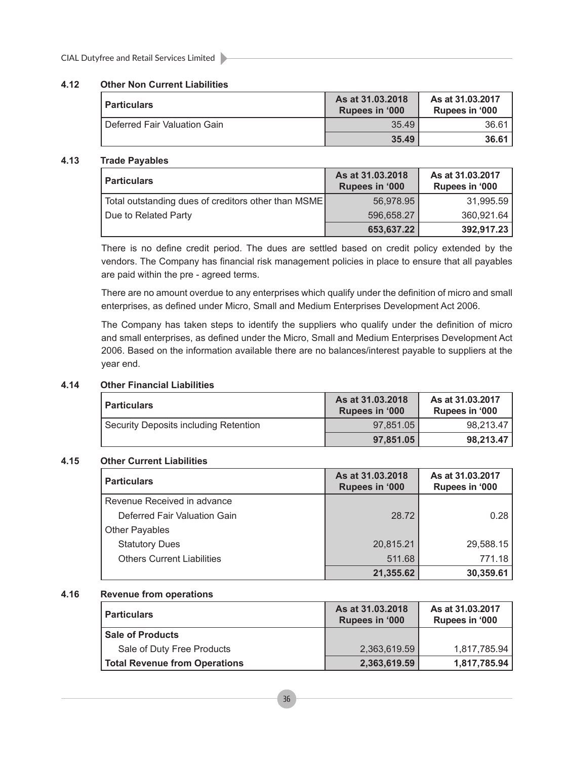### 4.12 Other Non Current Liabilities

| Particulars | As at 31.03.2018 Rupees in '000 | As at 31.03.2017 Rupees in '000 |
|---|---|---|
| Deferred Fair Valuation Gain | 35.49 | 36.61 |
| | **35.49** | **36.61** |

### 4.13 Trade Payables

| Particulars | As at 31.03.2018 Rupees in '000 | As at 31.03.2017 Rupees in '000 |
|---|---|---|
| Total outstanding dues of creditors other than MSME | 56,978.95 | 31,995.59 |
| Due to Related Party | 596,658.27 | 360,921.64 |
| | **653,637.22** | **392,917.23** |

There is no define credit period. The dues are settled based on credit policy extended by the vendors. The Company has financial risk management policies in place to ensure that all payables are paid within the pre - agreed terms.

There are no amount overdue to any enterprises which qualify under the definition of micro and small enterprises, as defined under Micro, Small and Medium Enterprises Development Act 2006.

The Company has taken steps to identify the suppliers who qualify under the definition of micro and small enterprises, as defined under the Micro, Small and Medium Enterprises Development Act 2006. Based on the information available there are no balances/interest payable to suppliers at the year end.

### 4.14 Other Financial Liabilities

| Particulars | As at 31.03.2018 Rupees in '000 | As at 31.03.2017 Rupees in '000 |
|---|---|---|
| Security Deposits including Retention | 97,851.05 | 98,213.47 |
| | **97,851.05** | **98,213.47** |

### 4.15 Other Current Liabilities

| Particulars | As at 31.03.2018 Rupees in '000 | As at 31.03.2017 Rupees in '000 |
|---|---|---|
| Revenue Received in advance | | |
| Deferred Fair Valuation Gain | 28.72 | 0.28 |
| Other Payables | | |
| Statutory Dues | 20,815.21 | 29,588.15 |
| Others Current Liabilities | 511.68 | 771.18 |
| | **21,355.62** | **30,359.61** |

### 4.16 Revenue from operations

| Particulars | As at 31.03.2018 Rupees in '000 | As at 31.03.2017 Rupees in '000 |
|---|---|---|
| **Sale of Products** | | |
| Sale of Duty Free Products | 2,363,619.59 | 1,817,785.94 |
| **Total Revenue from Operations** | **2,363,619.59** | **1,817,785.94** |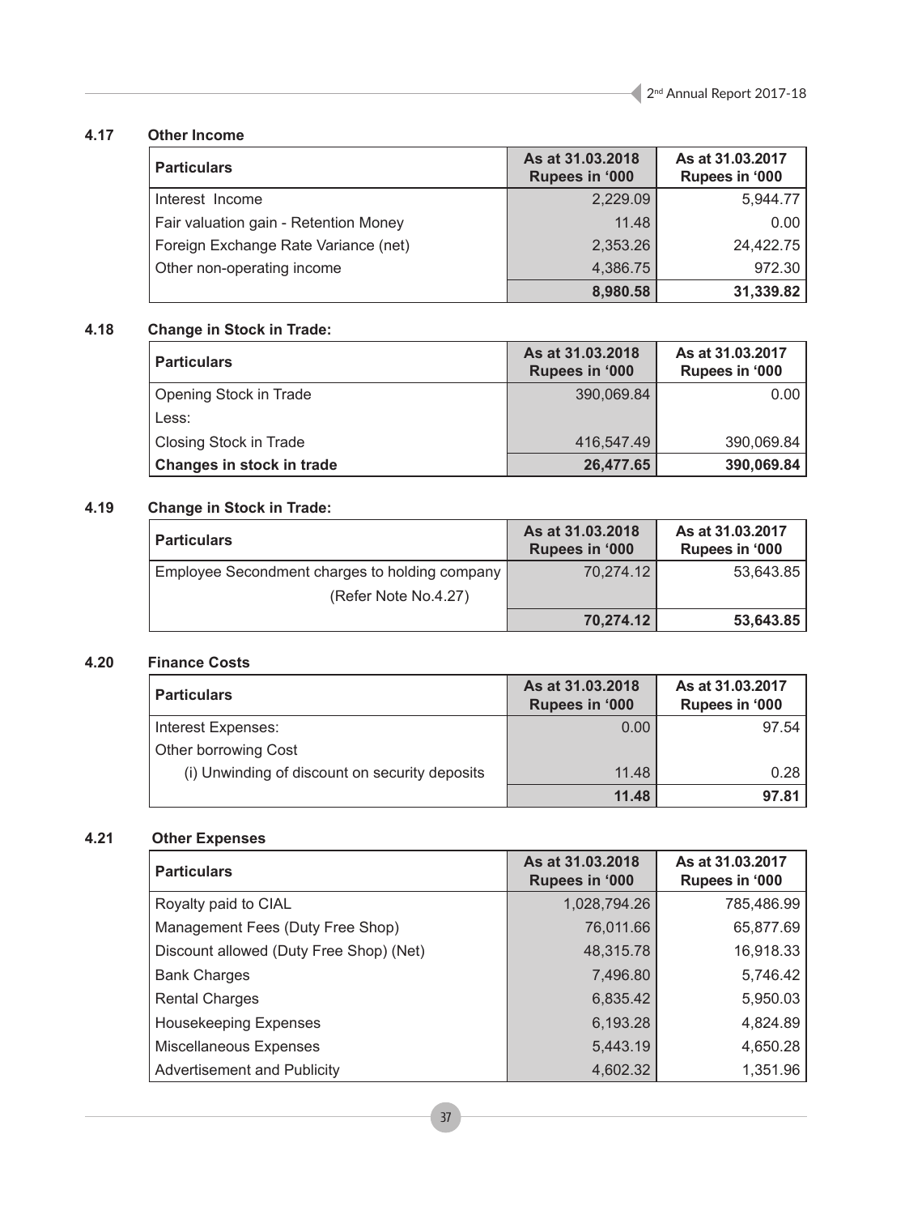### 4.17 Other Income

| Particulars | As at 31.03.2018 Rupees in '000 | As at 31.03.2017 Rupees in '000 |
|---|---|---|
| Interest Income | 2,229.09 | 5,944.77 |
| Fair valuation gain - Retention Money | 11.48 | 0.00 |
| Foreign Exchange Rate Variance (net) | 2,353.26 | 24,422.75 |
| Other non-operating income | 4,386.75 | 972.30 |
| | **8,980.58** | **31,339.82** |

### 4.18 Change in Stock in Trade:

| Particulars | As at 31.03.2018 Rupees in '000 | As at 31.03.2017 Rupees in '000 |
|---|---|---|
| Opening Stock in Trade | 390,069.84 | 0.00 |
| Less: | | |
| Closing Stock in Trade | 416,547.49 | 390,069.84 |
| **Changes in stock in trade** | **26,477.65** | **390,069.84** |

### 4.19 Change in Stock in Trade:

| Particulars | As at 31.03.2018 Rupees in '000 | As at 31.03.2017 Rupees in '000 |
|---|---|---|
| Employee Secondment charges to holding company (Refer Note No.4.27) | 70,274.12 | 53,643.85 |
| | **70,274.12** | **53,643.85** |

### 4.20 Finance Costs

| Particulars | As at 31.03.2018 Rupees in '000 | As at 31.03.2017 Rupees in '000 |
|---|---|---|
| Interest Expenses: | 0.00 | 97.54 |
| Other borrowing Cost | | |
| (i) Unwinding of discount on security deposits | 11.48 | 0.28 |
| | **11.48** | **97.81** |

### 4.21 Other Expenses

| Particulars | As at 31.03.2018 Rupees in '000 | As at 31.03.2017 Rupees in '000 |
|---|---|---|
| Royalty paid to CIAL | 1,028,794.26 | 785,486.99 |
| Management Fees (Duty Free Shop) | 76,011.66 | 65,877.69 |
| Discount allowed (Duty Free Shop) (Net) | 48,315.78 | 16,918.33 |
| Bank Charges | 7,496.80 | 5,746.42 |
| Rental Charges | 6,835.42 | 5,950.03 |
| Housekeeping Expenses | 6,193.28 | 4,824.89 |
| Miscellaneous Expenses | 5,443.19 | 4,650.28 |
| Advertisement and Publicity | 4,602.32 | 1,351.96 |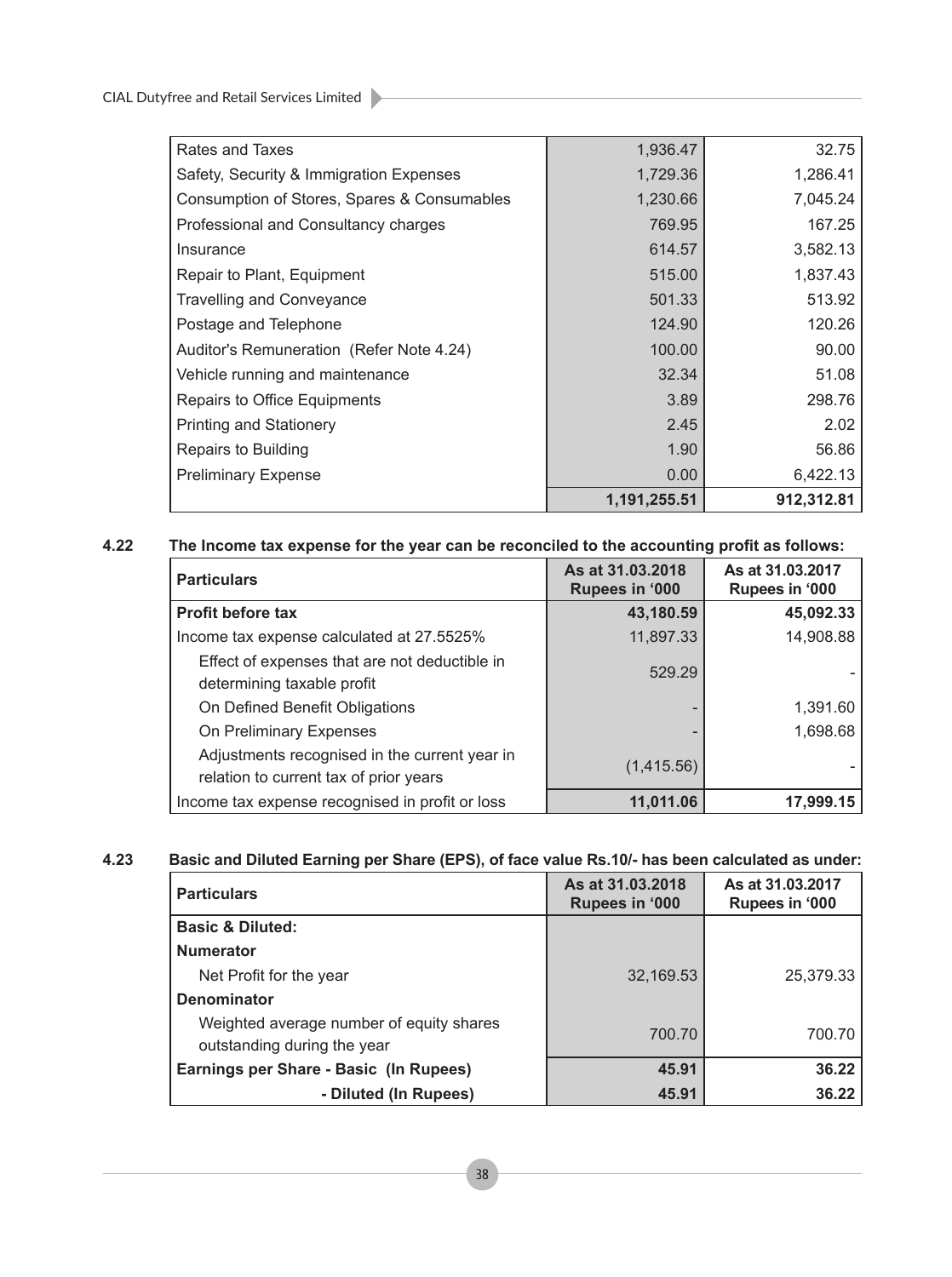| | | |
|---|---|---|
| Rates and Taxes | 1,936.47 | 32.75 |
| Safety, Security & Immigration Expenses | 1,729.36 | 1,286.41 |
| Consumption of Stores, Spares & Consumables | 1,230.66 | 7,045.24 |
| Professional and Consultancy charges | 769.95 | 167.25 |
| Insurance | 614.57 | 3,582.13 |
| Repair to Plant, Equipment | 515.00 | 1,837.43 |
| Travelling and Conveyance | 501.33 | 513.92 |
| Postage and Telephone | 124.90 | 120.26 |
| Auditor's Remuneration (Refer Note 4.24) | 100.00 | 90.00 |
| Vehicle running and maintenance | 32.34 | 51.08 |
| Repairs to Office Equipments | 3.89 | 298.76 |
| Printing and Stationery | 2.45 | 2.02 |
| Repairs to Building | 1.90 | 56.86 |
| Preliminary Expense | 0.00 | 6,422.13 |
| | **1,191,255.51** | **912,312.81** |

**4.22 The Income tax expense for the year can be reconciled to the accounting profit as follows:**

| Particulars | As at 31.03.2018 Rupees in '000 | As at 31.03.2017 Rupees in '000 |
|---|---|---|
| **Profit before tax** | **43,180.59** | **45,092.33** |
| Income tax expense calculated at 27.5525% | 11,897.33 | 14,908.88 |
| Effect of expenses that are not deductible in determining taxable profit | 529.29 | - |
| On Defined Benefit Obligations | - | 1,391.60 |
| On Preliminary Expenses | - | 1,698.68 |
| Adjustments recognised in the current year in relation to current tax of prior years | (1,415.56) | - |
| Income tax expense recognised in profit or loss | **11,011.06** | **17,999.15** |

**4.23 Basic and Diluted Earning per Share (EPS), of face value Rs.10/- has been calculated as under:**

| Particulars | As at 31.03.2018 Rupees in '000 | As at 31.03.2017 Rupees in '000 |
|---|---|---|
| **Basic & Diluted:** | | |
| **Numerator** | | |
| Net Profit for the year | 32,169.53 | 25,379.33 |
| **Denominator** | | |
| Weighted average number of equity shares outstanding during the year | 700.70 | 700.70 |
| **Earnings per Share - Basic (In Rupees)** | **45.91** | **36.22** |
| **- Diluted (In Rupees)** | **45.91** | **36.22** |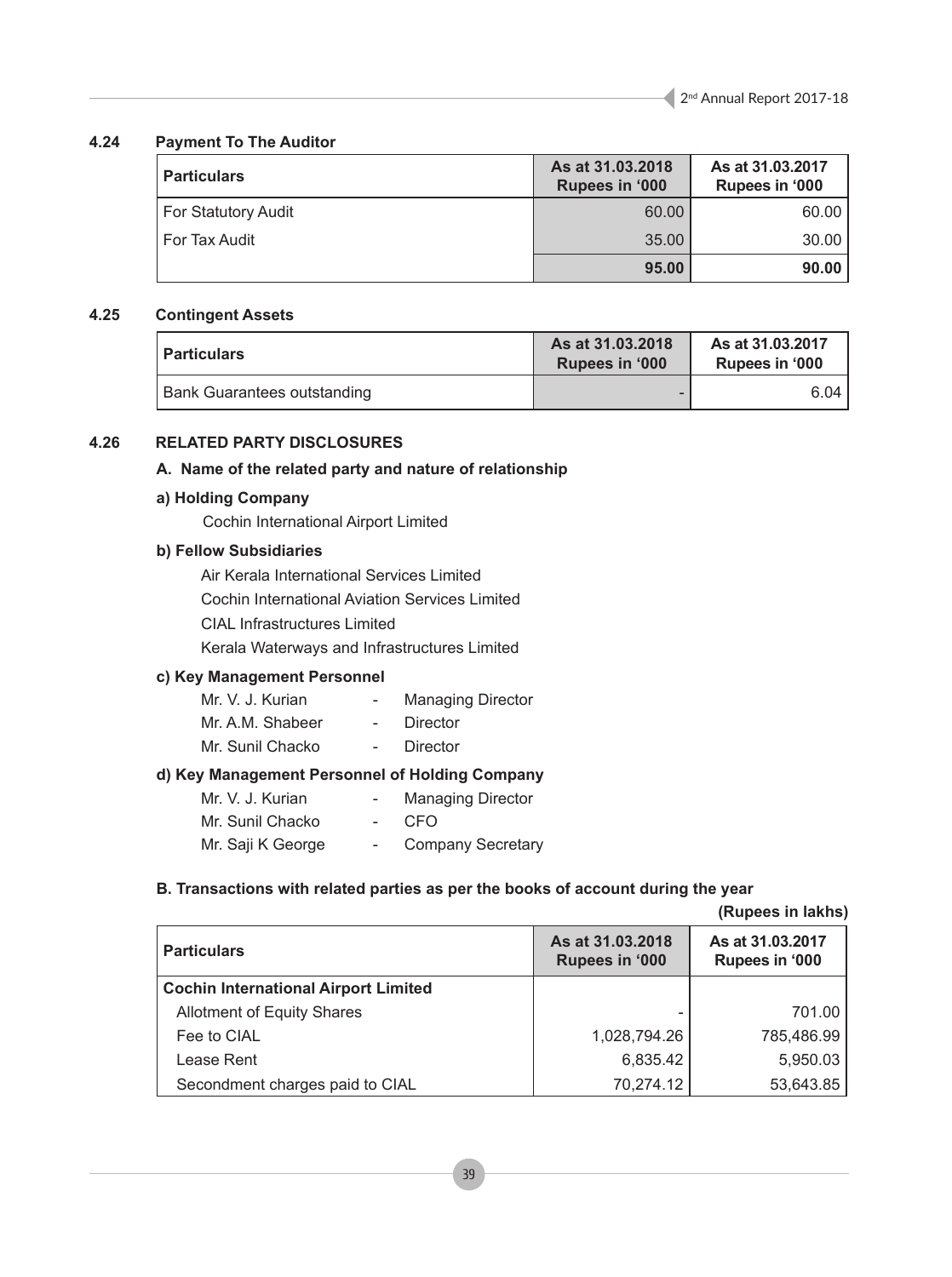#### 4.24 Payment To The Auditor

| Particulars | As at 31.03.2018 Rupees in '000 | As at 31.03.2017 Rupees in '000 |
|---|---|---|
| For Statutory Audit | 60.00 | 60.00 |
| For Tax Audit | 35.00 | 30.00 |
| | **95.00** | **90.00** |

#### 4.25 Contingent Assets

| Particulars | As at 31.03.2018 Rupees in '000 | As at 31.03.2017 Rupees in '000 |
|---|---|---|
| Bank Guarantees outstanding | - | 6.04 |

#### 4.26 RELATED PARTY DISCLOSURES

**A. Name of the related party and nature of relationship**

**a) Holding Company**

Cochin International Airport Limited

**b) Fellow Subsidiaries**

Air Kerala International Services Limited

Cochin International Aviation Services Limited

CIAL Infrastructures Limited

Kerala Waterways and Infrastructures Limited

**c) Key Management Personnel**

Mr. V. J. Kurian - Managing Director

Mr. A.M. Shabeer - Director

Mr. Sunil Chacko - Director

**d) Key Management Personnel of Holding Company**

Mr. V. J. Kurian - Managing Director

Mr. Sunil Chacko - CFO

Mr. Saji K George - Company Secretary

**B. Transactions with related parties as per the books of account during the year**

**(Rupees in lakhs)**

| Particulars | As at 31.03.2018 Rupees in '000 | As at 31.03.2017 Rupees in '000 |
|---|---|---|
| **Cochin International Airport Limited** | | |
| Allotment of Equity Shares | - | 701.00 |
| Fee to CIAL | 1,028,794.26 | 785,486.99 |
| Lease Rent | 6,835.42 | 5,950.03 |
| Secondment charges paid to CIAL | 70,274.12 | 53,643.85 |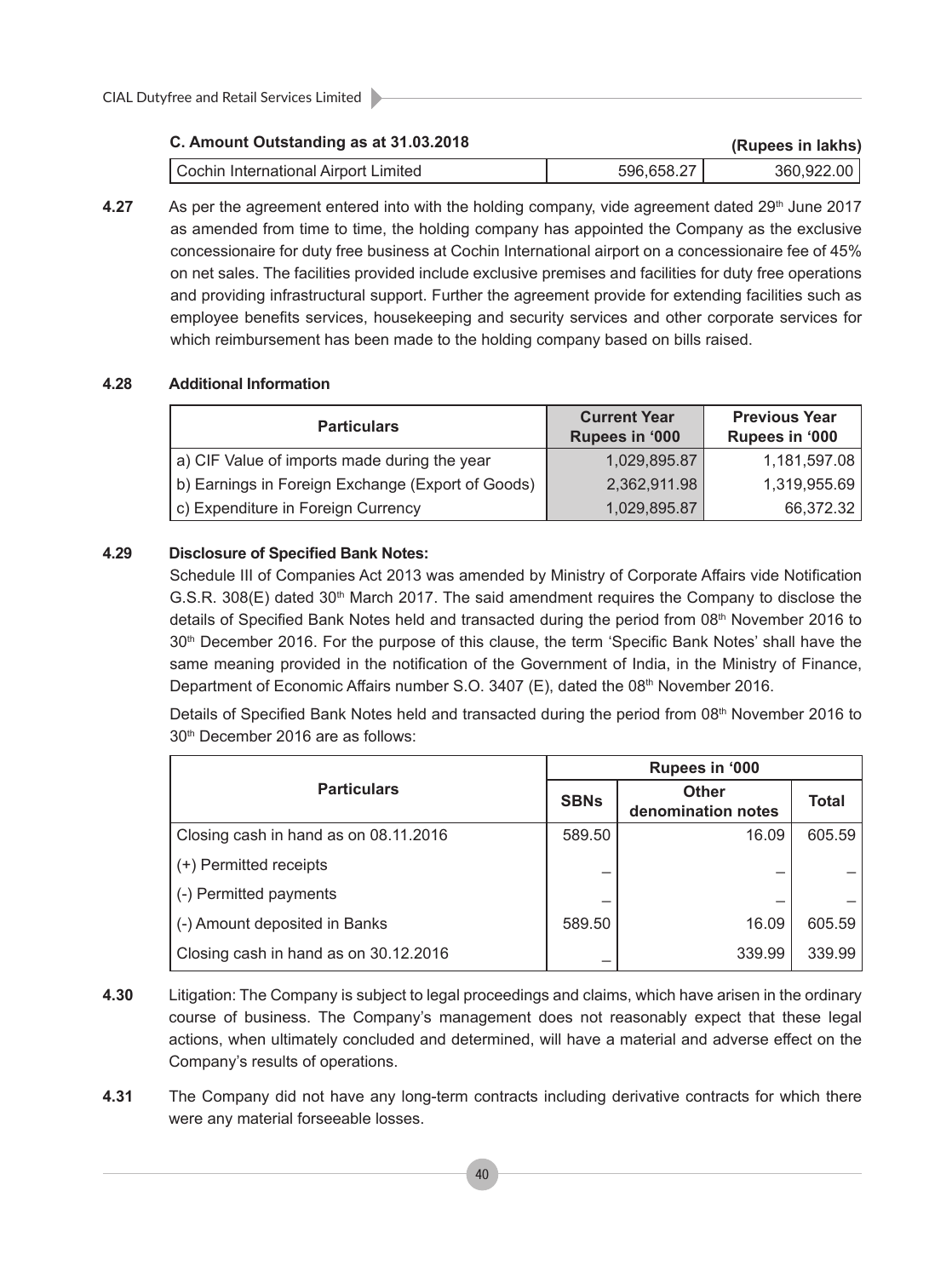### C. Amount Outstanding as at 31.03.2018

(Rupees in lakhs)

| | | |
|---|---|---|
| Cochin International Airport Limited | 596,658.27 | 360,922.00 |

**4.27** As per the agreement entered into with the holding company, vide agreement dated 29th June 2017 as amended from time to time, the holding company has appointed the Company as the exclusive concessionaire for duty free business at Cochin International airport on a concessionaire fee of 45% on net sales. The facilities provided include exclusive premises and facilities for duty free operations and providing infrastructural support. Further the agreement provide for extending facilities such as employee benefits services, housekeeping and security services and other corporate services for which reimbursement has been made to the holding company based on bills raised.

**4.28 Additional Information**

| Particulars | Current Year Rupees in '000 | Previous Year Rupees in '000 |
|---|---|---|
| a) CIF Value of imports made during the year | 1,029,895.87 | 1,181,597.08 |
| b) Earnings in Foreign Exchange (Export of Goods) | 2,362,911.98 | 1,319,955.69 |
| c) Expenditure in Foreign Currency | 1,029,895.87 | 66,372.32 |

**4.29 Disclosure of Specified Bank Notes:**

Schedule III of Companies Act 2013 was amended by Ministry of Corporate Affairs vide Notification G.S.R. 308(E) dated 30th March 2017. The said amendment requires the Company to disclose the details of Specified Bank Notes held and transacted during the period from 08th November 2016 to 30th December 2016. For the purpose of this clause, the term 'Specific Bank Notes' shall have the same meaning provided in the notification of the Government of India, in the Ministry of Finance, Department of Economic Affairs number S.O. 3407 (E), dated the 08th November 2016.

Details of Specified Bank Notes held and transacted during the period from 08th November 2016 to 30th December 2016 are as follows:

| Particulars | Rupees in '000 | | |
|---|---|---|---|
| | SBNs | Other denomination notes | Total |
| Closing cash in hand as on 08.11.2016 | 589.50 | 16.09 | 605.59 |
| (+) Permitted receipts | – | – | – |
| (-) Permitted payments | – | – | – |
| (-) Amount deposited in Banks | 589.50 | 16.09 | 605.59 |
| Closing cash in hand as on 30.12.2016 | – | 339.99 | 339.99 |

**4.30** Litigation: The Company is subject to legal proceedings and claims, which have arisen in the ordinary course of business. The Company's management does not reasonably expect that these legal actions, when ultimately concluded and determined, will have a material and adverse effect on the Company's results of operations.

**4.31** The Company did not have any long-term contracts including derivative contracts for which there were any material forseeable losses.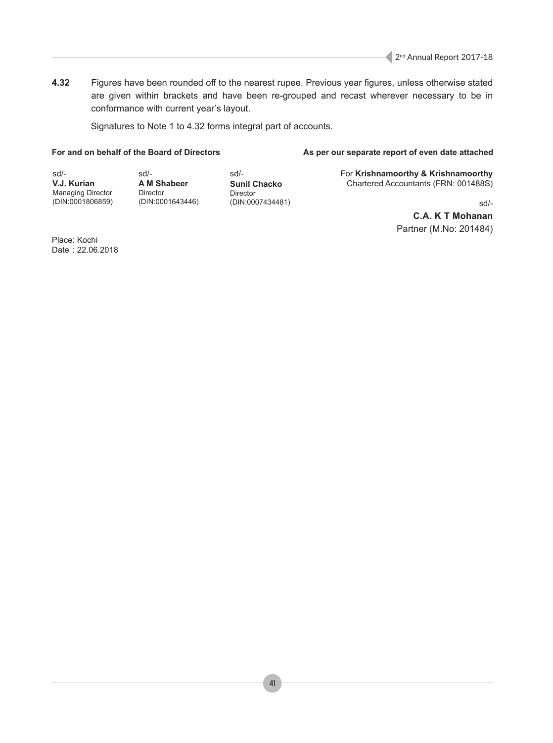**4.32** Figures have been rounded off to the nearest rupee. Previous year figures, unless otherwise stated are given within brackets and have been re-grouped and recast wherever necessary to be in conformance with current year's layout.

Signatures to Note 1 to 4.32 forms integral part of accounts.

**For and on behalf of the Board of Directors**

sd/-
**V.J. Kurian**
Managing Director
(DIN:0001806859)

sd/-
**A M Shabeer**
Director
(DIN:0001643446)

sd/-
**Sunil Chacko**
Director
(DIN:0007434481)

**As per our separate report of even date attached**

For **Krishnamoorthy & Krishnamoorthy**
Chartered Accountants (FRN: 001488S)

sd/-
**C.A. K T Mohanan**
Partner (M.No: 201484)

Place: Kochi
Date : 22.06.2018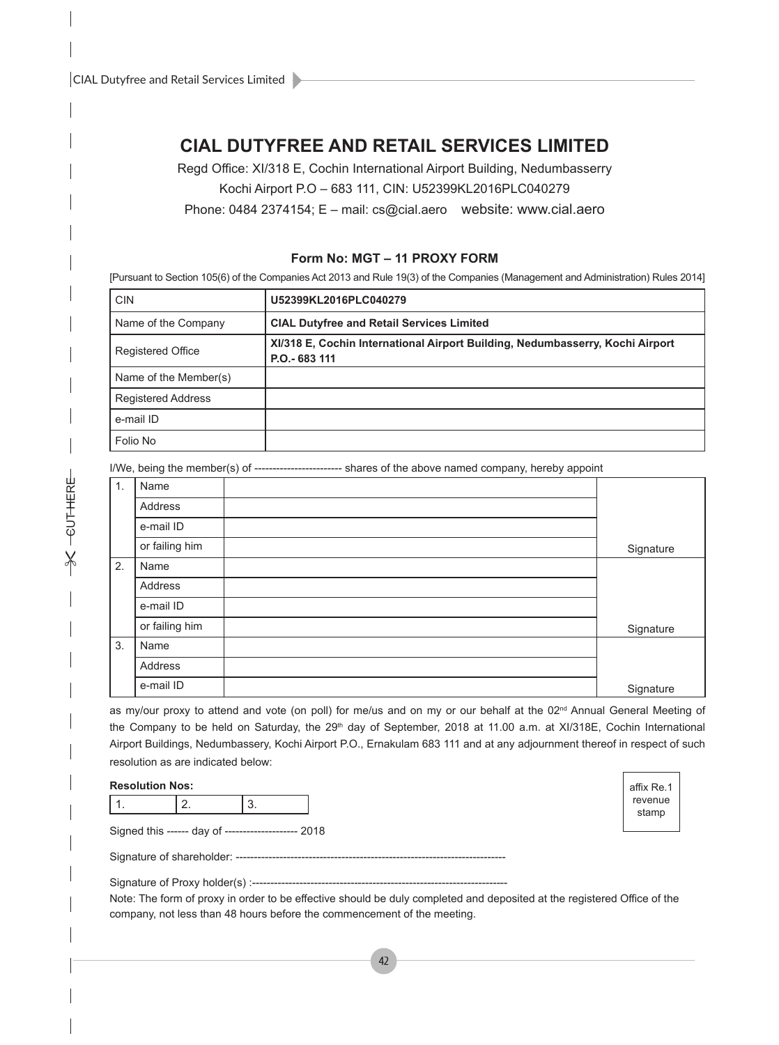# CIAL DUTYFREE AND RETAIL SERVICES LIMITED

Regd Office: XI/318 E, Cochin International Airport Building, Nedumbasserry

Kochi Airport P.O – 683 111, CIN: U52399KL2016PLC040279

Phone: 0484 2374154; E – mail: cs@cial.aero website: www.cial.aero

### Form No: MGT – 11 PROXY FORM

[Pursuant to Section 105(6) of the Companies Act 2013 and Rule 19(3) of the Companies (Management and Administration) Rules 2014]

| | |
|---|---|
| CIN | **U52399KL2016PLC040279** |
| Name of the Company | **CIAL Dutyfree and Retail Services Limited** |
| Registered Office | **XI/318 E, Cochin International Airport Building, Nedumbasserry, Kochi Airport P.O.- 683 111** |
| Name of the Member(s) | |
| Registered Address | |
| e-mail ID | |
| Folio No | |

I/We, being the member(s) of ------------------------ shares of the above named company, hereby appoint

| | | | |
|---|---|---|---|
| 1. | Name | | |
| | Address | | |
| | e-mail ID | | |
| | or failing him | | Signature |
| 2. | Name | | |
| | Address | | |
| | e-mail ID | | |
| | or failing him | | Signature |
| 3. | Name | | |
| | Address | | |
| | e-mail ID | | Signature |

as my/our proxy to attend and vote (on poll) for me/us and on my or our behalf at the 02nd Annual General Meeting of the Company to be held on Saturday, the 29th day of September, 2018 at 11.00 a.m. at XI/318E, Cochin International Airport Buildings, Nedumbassery, Kochi Airport P.O., Ernakulam 683 111 and at any adjournment thereof in respect of such resolution as are indicated below:

**Resolution Nos:**

| | | |
|---|---|---|
| 1. | 2. | 3. |

affix Re.1 revenue stamp

Signed this ------ day of -------------------- 2018

Signature of shareholder: ---------------------------------------------------------------------------

Signature of Proxy holder(s) :-----------------------------------------------------------------------

Note: The form of proxy in order to be effective should be duly completed and deposited at the registered Office of the company, not less than 48 hours before the commencement of the meeting.